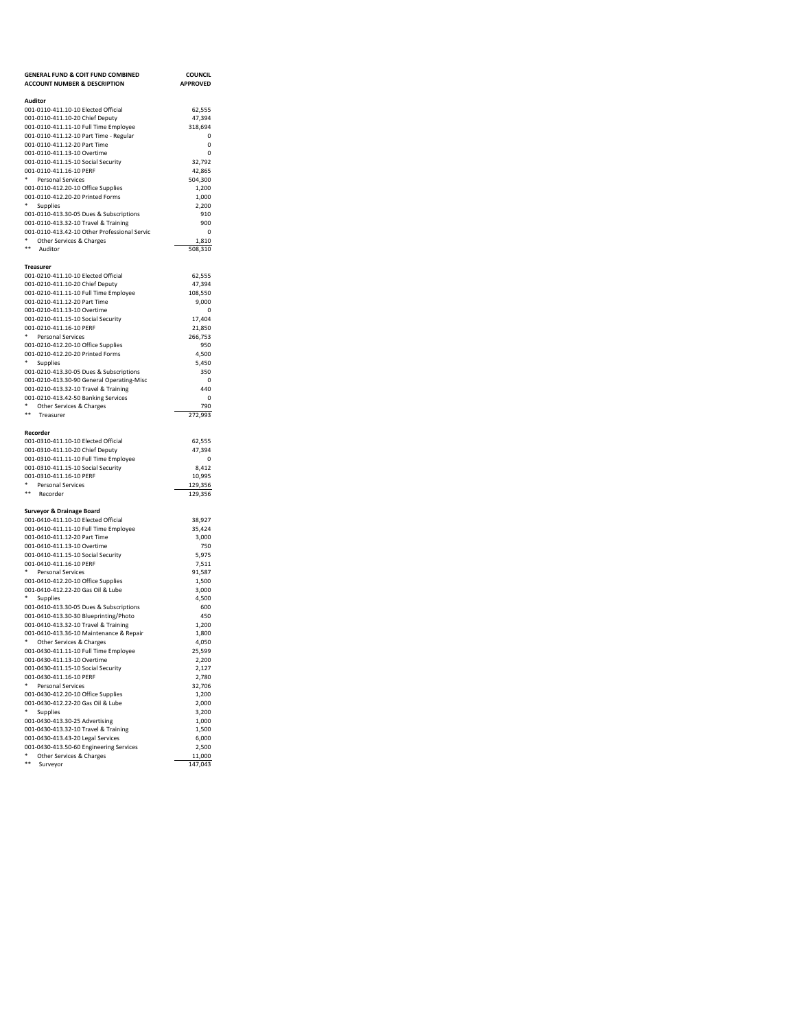| GENERAL FUND & COIT FUND COMBINED<br>ACCOUNT NUMBER & DESCRIPTION | COUNCIL<br>APPROVED |
|---|---|
| **Auditor** | |
| 001-0110-411.10-10 Elected Official | 62,555 |
| 001-0110-411.10-20 Chief Deputy | 47,394 |
| 001-0110-411.11-10 Full Time Employee | 318,694 |
| 001-0110-411.12-10 Part Time - Regular | 0 |
| 001-0110-411.12-20 Part Time | 0 |
| 001-0110-411.13-10 Overtime | 0 |
| 001-0110-411.15-10 Social Security | 32,792 |
| 001-0110-411.16-10 PERF | 42,865 |
| * Personal Services | 504,300 |
| 001-0110-412.20-10 Office Supplies | 1,200 |
| 001-0110-412.20-20 Printed Forms | 1,000 |
| * Supplies | 2,200 |
| 001-0110-413.30-05 Dues & Subscriptions | 910 |
| 001-0110-413.32-10 Travel & Training | 900 |
| 001-0110-413.42-10 Other Professional Servic | 0 |
| * Other Services & Charges | 1,810 |
| ** Auditor | 508,310 |
| **Treasurer** | |
| 001-0210-411.10-10 Elected Official | 62,555 |
| 001-0210-411.10-20 Chief Deputy | 47,394 |
| 001-0210-411.11-10 Full Time Employee | 108,550 |
| 001-0210-411.12-20 Part Time | 9,000 |
| 001-0210-411.13-10 Overtime | 0 |
| 001-0210-411.15-10 Social Security | 17,404 |
| 001-0210-411.16-10 PERF | 21,850 |
| * Personal Services | 266,753 |
| 001-0210-412.20-10 Office Supplies | 950 |
| 001-0210-412.20-20 Printed Forms | 4,500 |
| * Supplies | 5,450 |
| 001-0210-413.30-05 Dues & Subscriptions | 350 |
| 001-0210-413.30-90 General Operating-Misc | 0 |
| 001-0210-413.32-10 Travel & Training | 440 |
| 001-0210-413.42-50 Banking Services | 0 |
| * Other Services & Charges | 790 |
| ** Treasurer | 272,993 |
| **Recorder** | |
| 001-0310-411.10-10 Elected Official | 62,555 |
| 001-0310-411.10-20 Chief Deputy | 47,394 |
| 001-0310-411.11-10 Full Time Employee | 0 |
| 001-0310-411.15-10 Social Security | 8,412 |
| 001-0310-411.16-10 PERF | 10,995 |
| * Personal Services | 129,356 |
| ** Recorder | 129,356 |
| **Surveyor & Drainage Board** | |
| 001-0410-411.10-10 Elected Official | 38,927 |
| 001-0410-411.11-10 Full Time Employee | 35,424 |
| 001-0410-411.12-20 Part Time | 3,000 |
| 001-0410-411.13-10 Overtime | 750 |
| 001-0410-411.15-10 Social Security | 5,975 |
| 001-0410-411.16-10 PERF | 7,511 |
| * Personal Services | 91,587 |
| 001-0410-412.20-10 Office Supplies | 1,500 |
| 001-0410-412.22-20 Gas Oil & Lube | 3,000 |
| * Supplies | 4,500 |
| 001-0410-413.30-05 Dues & Subscriptions | 600 |
| 001-0410-413.30-30 Blueprinting/Photo | 450 |
| 001-0410-413.32-10 Travel & Training | 1,200 |
| 001-0410-413.36-10 Maintenance & Repair | 1,800 |
| * Other Services & Charges | 4,050 |
| 001-0430-411.11-10 Full Time Employee | 25,599 |
| 001-0430-411.13-10 Overtime | 2,200 |
| 001-0430-411.15-10 Social Security | 2,127 |
| 001-0430-411.16-10 PERF | 2,780 |
| * Personal Services | 32,706 |
| 001-0430-412.20-10 Office Supplies | 1,200 |
| 001-0430-412.22-20 Gas Oil & Lube | 2,000 |
| * Supplies | 3,200 |
| 001-0430-413.30-25 Advertising | 1,000 |
| 001-0430-413.32-10 Travel & Training | 1,500 |
| 001-0430-413.43-20 Legal Services | 6,000 |
| 001-0430-413.50-60 Engineering Services | 2,500 |
| * Other Services & Charges | 11,000 |
| ** Surveyor | 147,043 |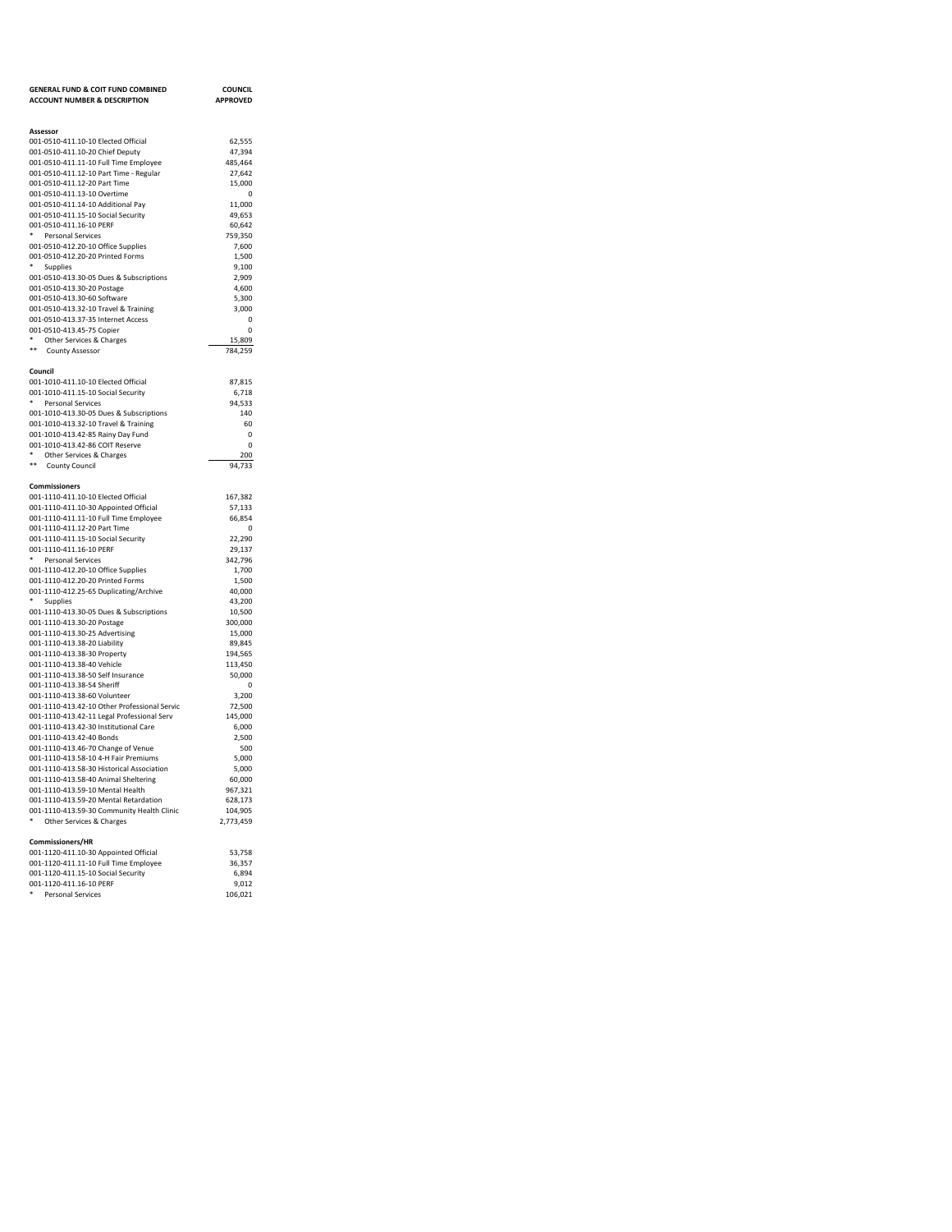| GENERAL FUND & COIT FUND COMBINED<br>ACCOUNT NUMBER & DESCRIPTION | COUNCIL<br>APPROVED |
|---|---|
| **Assessor** | |
| 001-0510-411.10-10 Elected Official | 62,555 |
| 001-0510-411.10-20 Chief Deputy | 47,394 |
| 001-0510-411.11-10 Full Time Employee | 485,464 |
| 001-0510-411.12-10 Part Time - Regular | 27,642 |
| 001-0510-411.12-20 Part Time | 15,000 |
| 001-0510-411.13-10 Overtime | 0 |
| 001-0510-411.14-10 Additional Pay | 11,000 |
| 001-0510-411.15-10 Social Security | 49,653 |
| 001-0510-411.16-10 PERF | 60,642 |
| * Personal Services | 759,350 |
| 001-0510-412.20-10 Office Supplies | 7,600 |
| 001-0510-412.20-20 Printed Forms | 1,500 |
| * Supplies | 9,100 |
| 001-0510-413.30-05 Dues & Subscriptions | 2,909 |
| 001-0510-413.30-20 Postage | 4,600 |
| 001-0510-413.30-60 Software | 5,300 |
| 001-0510-413.32-10 Travel & Training | 3,000 |
| 001-0510-413.37-35 Internet Access | 0 |
| 001-0510-413.45-75 Copier | 0 |
| * Other Services & Charges | 15,809 |
| ** County Assessor | 784,259 |
| **Council** | |
| 001-1010-411.10-10 Elected Official | 87,815 |
| 001-1010-411.15-10 Social Security | 6,718 |
| * Personal Services | 94,533 |
| 001-1010-413.30-05 Dues & Subscriptions | 140 |
| 001-1010-413.32-10 Travel & Training | 60 |
| 001-1010-413.42-85 Rainy Day Fund | 0 |
| 001-1010-413.42-86 COIT Reserve | 0 |
| * Other Services & Charges | 200 |
| ** County Council | 94,733 |
| **Commissioners** | |
| 001-1110-411.10-10 Elected Official | 167,382 |
| 001-1110-411.10-30 Appointed Official | 57,133 |
| 001-1110-411.11-10 Full Time Employee | 66,854 |
| 001-1110-411.12-20 Part Time | 0 |
| 001-1110-411.15-10 Social Security | 22,290 |
| 001-1110-411.16-10 PERF | 29,137 |
| * Personal Services | 342,796 |
| 001-1110-412.20-10 Office Supplies | 1,700 |
| 001-1110-412.20-20 Printed Forms | 1,500 |
| 001-1110-412.25-65 Duplicating/Archive | 40,000 |
| * Supplies | 43,200 |
| 001-1110-413.30-05 Dues & Subscriptions | 10,500 |
| 001-1110-413.30-20 Postage | 300,000 |
| 001-1110-413.30-25 Advertising | 15,000 |
| 001-1110-413.38-20 Liability | 89,845 |
| 001-1110-413.38-30 Property | 194,565 |
| 001-1110-413.38-40 Vehicle | 113,450 |
| 001-1110-413.38-50 Self Insurance | 50,000 |
| 001-1110-413.38-54 Sheriff | 0 |
| 001-1110-413.38-60 Volunteer | 3,200 |
| 001-1110-413.42-10 Other Professional Servic | 72,500 |
| 001-1110-413.42-11 Legal Professional Serv | 145,000 |
| 001-1110-413.42-30 Institutional Care | 6,000 |
| 001-1110-413.42-40 Bonds | 2,500 |
| 001-1110-413.46-70 Change of Venue | 500 |
| 001-1110-413.58-10 4-H Fair Premiums | 5,000 |
| 001-1110-413.58-30 Historical Association | 5,000 |
| 001-1110-413.58-40 Animal Sheltering | 60,000 |
| 001-1110-413.59-10 Mental Health | 967,321 |
| 001-1110-413.59-20 Mental Retardation | 628,173 |
| 001-1110-413.59-30 Community Health Clinic | 104,905 |
| * Other Services & Charges | 2,773,459 |
| **Commissioners/HR** | |
| 001-1120-411.10-30 Appointed Official | 53,758 |
| 001-1120-411.11-10 Full Time Employee | 36,357 |
| 001-1120-411.15-10 Social Security | 6,894 |
| 001-1120-411.16-10 PERF | 9,012 |
| * Personal Services | 106,021 |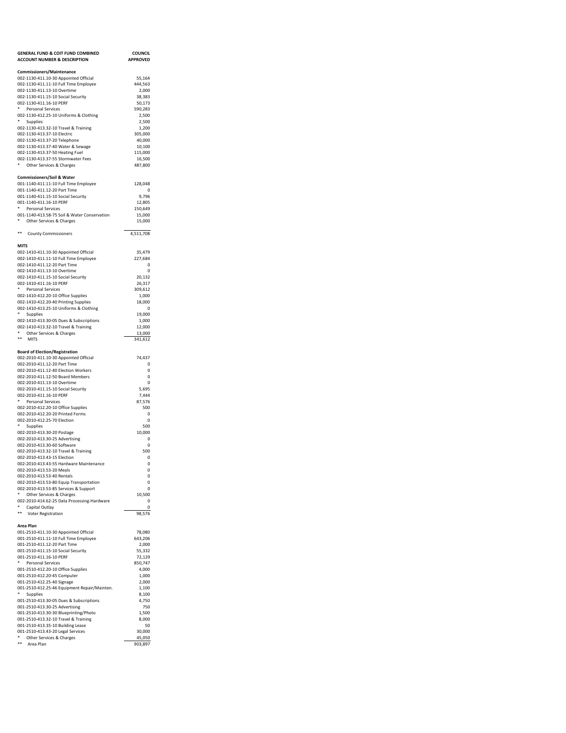| GENERAL FUND & COIT FUND COMBINED<br>ACCOUNT NUMBER & DESCRIPTION | COUNCIL<br>APPROVED |
|---|---|
| **Commissioners/Maintenance** | |
| 002-1130-411.10-30 Appointed Official | 55,164 |
| 002-1130-411.11-10 Full Time Employee | 444,563 |
| 002-1130-411.13-10 Overtime | 2,000 |
| 002-1130-411.15-10 Social Security | 38,383 |
| 002-1130-411.16-10 PERF | 50,173 |
| * Personal Services | 590,283 |
| 002-1130-412.25-10 Uniforms & Clothing | 2,500 |
| * Supplies | 2,500 |
| 002-1130-413.32-10 Travel & Training | 1,200 |
| 002-1130-413.37-10 Electric | 305,000 |
| 002-1130-413.37-20 Telephone | 40,000 |
| 002-1130-413.37-40 Water & Sewage | 10,100 |
| 002-1130-413.37-50 Heating Fuel | 115,000 |
| 002-1130-413.37-55 Stormwater Fees | 16,500 |
| * Other Services & Charges | 487,800 |
| **Commissioners/Soil & Water** | |
| 001-1140-411.11-10 Full Time Employee | 128,048 |
| 001-1140-411.12-20 Part Time | 0 |
| 001-1140-411.15-10 Social Security | 9,796 |
| 001-1140-411.16-10 PERF | 12,805 |
| * Personal Services | 150,649 |
| 001-1140-413.58-75 Soil & Water Conservation | 15,000 |
| * Other Services & Charges | 15,000 |
| ** County Commissioners | 4,511,708 |
| **MITS** | |
| 002-1410-411.10-30 Appointed Official | 35,479 |
| 002-1410-411.11-10 Full Time Employee | 227,684 |
| 002-1410-411.12-20 Part Time | 0 |
| 002-1410-411.13-10 Overtime | 0 |
| 002-1410-411.15-10 Social Security | 20,132 |
| 002-1410-411.16-10 PERF | 26,317 |
| * Personal Services | 309,612 |
| 002-1410-412.20-10 Office Supplies | 1,000 |
| 002-1410-412.20-40 Printing Supplies | 18,000 |
| 002-1410-412.25-10 Uniforms & Clothing | 0 |
| * Supplies | 19,000 |
| 002-1410-413.30-05 Dues & Subscriptions | 1,000 |
| 002-1410-413.32-10 Travel & Training | 12,000 |
| * Other Services & Charges | 13,000 |
| ** MITS | 341,612 |
| **Board of Election/Registration** | |
| 002-2010-411.10-30 Appointed Official | 74,437 |
| 002-2010-411.12-20 Part Time | 0 |
| 002-2010-411.12-40 Election Workers | 0 |
| 002-2010-411.12-50 Board Members | 0 |
| 002-2010-411.13-10 Overtime | 0 |
| 002-2010-411.15-10 Social Security | 5,695 |
| 002-2010-411.16-10 PERF | 7,444 |
| * Personal Services | 87,576 |
| 002-2010-412.20-10 Office Supplies | 500 |
| 002-2010-412.20-20 Printed Forms | 0 |
| 002-2010-412.25-70 Election | 0 |
| * Supplies | 500 |
| 002-2010-413.30-20 Postage | 10,000 |
| 002-2010-413.30-25 Advertising | 0 |
| 002-2010-413.30-60 Software | 0 |
| 002-2010-413.32-10 Travel & Training | 500 |
| 002-2010-413.43-15 Election | 0 |
| 002-2010-413.43-55 Hardware Maintenance | 0 |
| 002-2010-413.53-20 Meals | 0 |
| 002-2010-413.53-40 Rentals | 0 |
| 002-2010-413.53-80 Equip Transportation | 0 |
| 002-2010-413.53-85 Services & Support | 0 |
| * Other Services & Charges | 10,500 |
| 002-2010-414.62-25 Data Processing-Hardware | 0 |
| * Capital Outlay | 0 |
| ** Voter Registration | 98,576 |
| **Area Plan** | |
| 001-2510-411.10-30 Appointed Official | 78,080 |
| 001-2510-411.11-10 Full Time Employee | 643,206 |
| 001-2510-411.12-20 Part Time | 2,000 |
| 001-2510-411.15-10 Social Security | 55,332 |
| 001-2510-411.16-10 PERF | 72,129 |
| * Personal Services | 850,747 |
| 001-2510-412.20-10 Office Supplies | 4,000 |
| 001-2510-412.20-45 Computer | 1,000 |
| 001-2510-412.25-40 Signage | 2,000 |
| 001-2510-412.25-46 Equipment Repair/Mainten. | 1,100 |
| * Supplies | 8,100 |
| 001-2510-413.30-05 Dues & Subscriptions | 4,750 |
| 001-2510-413.30-25 Advertising | 750 |
| 001-2510-413.30-30 Blueprinting/Photo | 1,500 |
| 001-2510-413.32-10 Travel & Training | 8,000 |
| 001-2510-413.35-10 Building Lease | 50 |
| 001-2510-413.43-20 Legal Services | 30,000 |
| * Other Services & Charges | 45,050 |
| ** Area Plan | 903,897 |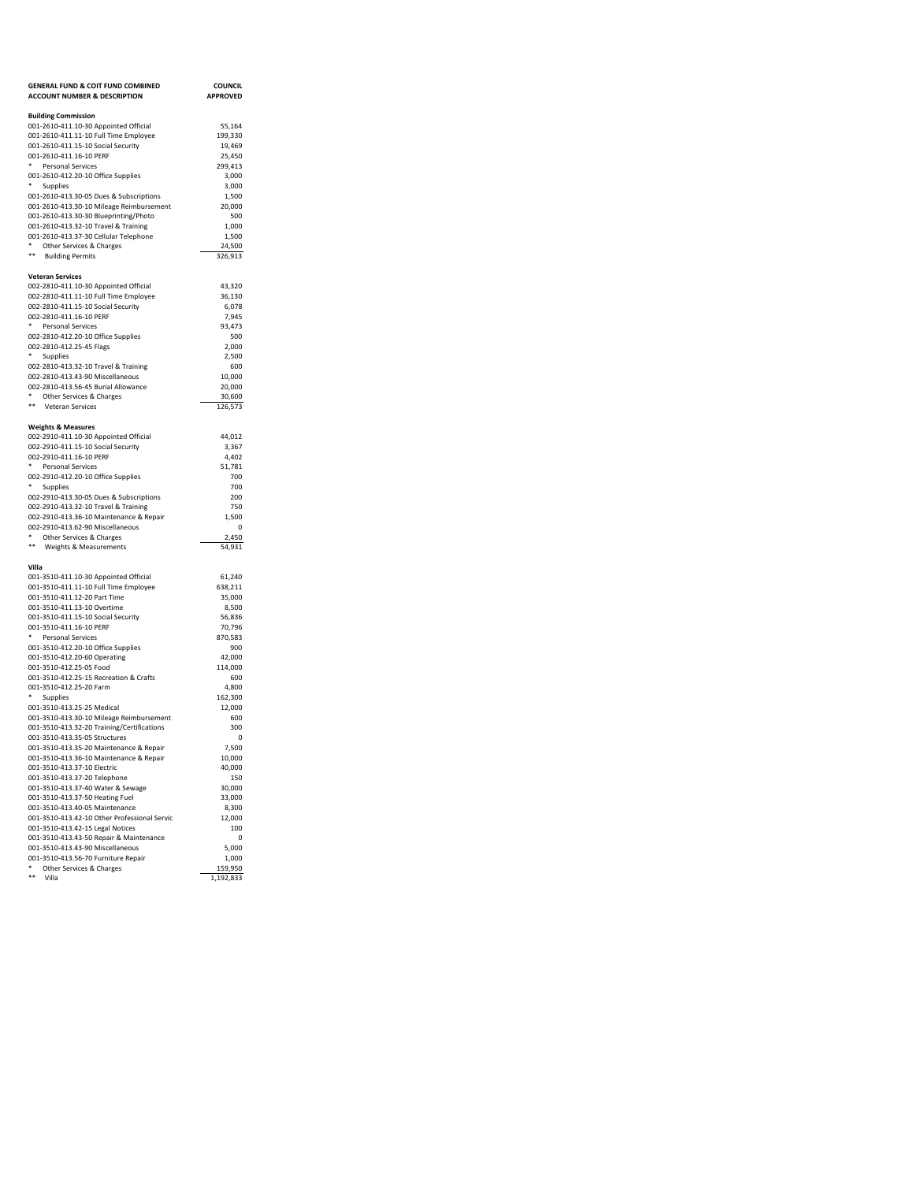| GENERAL FUND & COIT FUND COMBINED ACCOUNT NUMBER & DESCRIPTION | COUNCIL APPROVED |
|---|---|
| **Building Commission** | |
| 001-2610-411.10-30 Appointed Official | 55,164 |
| 001-2610-411.11-10 Full Time Employee | 199,330 |
| 001-2610-411.15-10 Social Security | 19,469 |
| 001-2610-411.16-10 PERF | 25,450 |
| * Personal Services | 299,413 |
| 001-2610-412.20-10 Office Supplies | 3,000 |
| * Supplies | 3,000 |
| 001-2610-413.30-05 Dues & Subscriptions | 1,500 |
| 001-2610-413.30-10 Mileage Reimbursement | 20,000 |
| 001-2610-413.30-30 Blueprinting/Photo | 500 |
| 001-2610-413.32-10 Travel & Training | 1,000 |
| 001-2610-413.37-30 Cellular Telephone | 1,500 |
| * Other Services & Charges | 24,500 |
| ** Building Permits | 326,913 |
| **Veteran Services** | |
| 002-2810-411.10-30 Appointed Official | 43,320 |
| 002-2810-411.11-10 Full Time Employee | 36,130 |
| 002-2810-411.15-10 Social Security | 6,078 |
| 002-2810-411.16-10 PERF | 7,945 |
| * Personal Services | 93,473 |
| 002-2810-412.20-10 Office Supplies | 500 |
| 002-2810-412.25-45 Flags | 2,000 |
| * Supplies | 2,500 |
| 002-2810-413.32-10 Travel & Training | 600 |
| 002-2810-413.43-90 Miscellaneous | 10,000 |
| 002-2810-413.56-45 Burial Allowance | 20,000 |
| * Other Services & Charges | 30,600 |
| ** Veteran Services | 126,573 |
| **Weights & Measures** | |
| 002-2910-411.10-30 Appointed Official | 44,012 |
| 002-2910-411.15-10 Social Security | 3,367 |
| 002-2910-411.16-10 PERF | 4,402 |
| * Personal Services | 51,781 |
| 002-2910-412.20-10 Office Supplies | 700 |
| * Supplies | 700 |
| 002-2910-413.30-05 Dues & Subscriptions | 200 |
| 002-2910-413.32-10 Travel & Training | 750 |
| 002-2910-413.36-10 Maintenance & Repair | 1,500 |
| 002-2910-413.62-90 Miscellaneous | 0 |
| * Other Services & Charges | 2,450 |
| ** Weights & Measurements | 54,931 |
| **Villa** | |
| 001-3510-411.10-30 Appointed Official | 61,240 |
| 001-3510-411.11-10 Full Time Employee | 638,211 |
| 001-3510-411.12-20 Part Time | 35,000 |
| 001-3510-411.13-10 Overtime | 8,500 |
| 001-3510-411.15-10 Social Security | 56,836 |
| 001-3510-411.16-10 PERF | 70,796 |
| * Personal Services | 870,583 |
| 001-3510-412.20-10 Office Supplies | 900 |
| 001-3510-412.20-60 Operating | 42,000 |
| 001-3510-412.25-05 Food | 114,000 |
| 001-3510-412.25-15 Recreation & Crafts | 600 |
| 001-3510-412.25-20 Farm | 4,800 |
| * Supplies | 162,300 |
| 001-3510-413.25-25 Medical | 12,000 |
| 001-3510-413.30-10 Mileage Reimbursement | 600 |
| 001-3510-413.32-20 Training/Certifications | 300 |
| 001-3510-413.35-05 Structures | 0 |
| 001-3510-413.35-20 Maintenance & Repair | 7,500 |
| 001-3510-413.36-10 Maintenance & Repair | 10,000 |
| 001-3510-413.37-10 Electric | 40,000 |
| 001-3510-413.37-20 Telephone | 150 |
| 001-3510-413.37-40 Water & Sewage | 30,000 |
| 001-3510-413.37-50 Heating Fuel | 33,000 |
| 001-3510-413.40-05 Maintenance | 8,300 |
| 001-3510-413.42-10 Other Professional Servic | 12,000 |
| 001-3510-413.42-15 Legal Notices | 100 |
| 001-3510-413.43-50 Repair & Maintenance | 0 |
| 001-3510-413.43-90 Miscellaneous | 5,000 |
| 001-3510-413.56-70 Furniture Repair | 1,000 |
| * Other Services & Charges | 159,950 |
| ** Villa | 1,192,833 |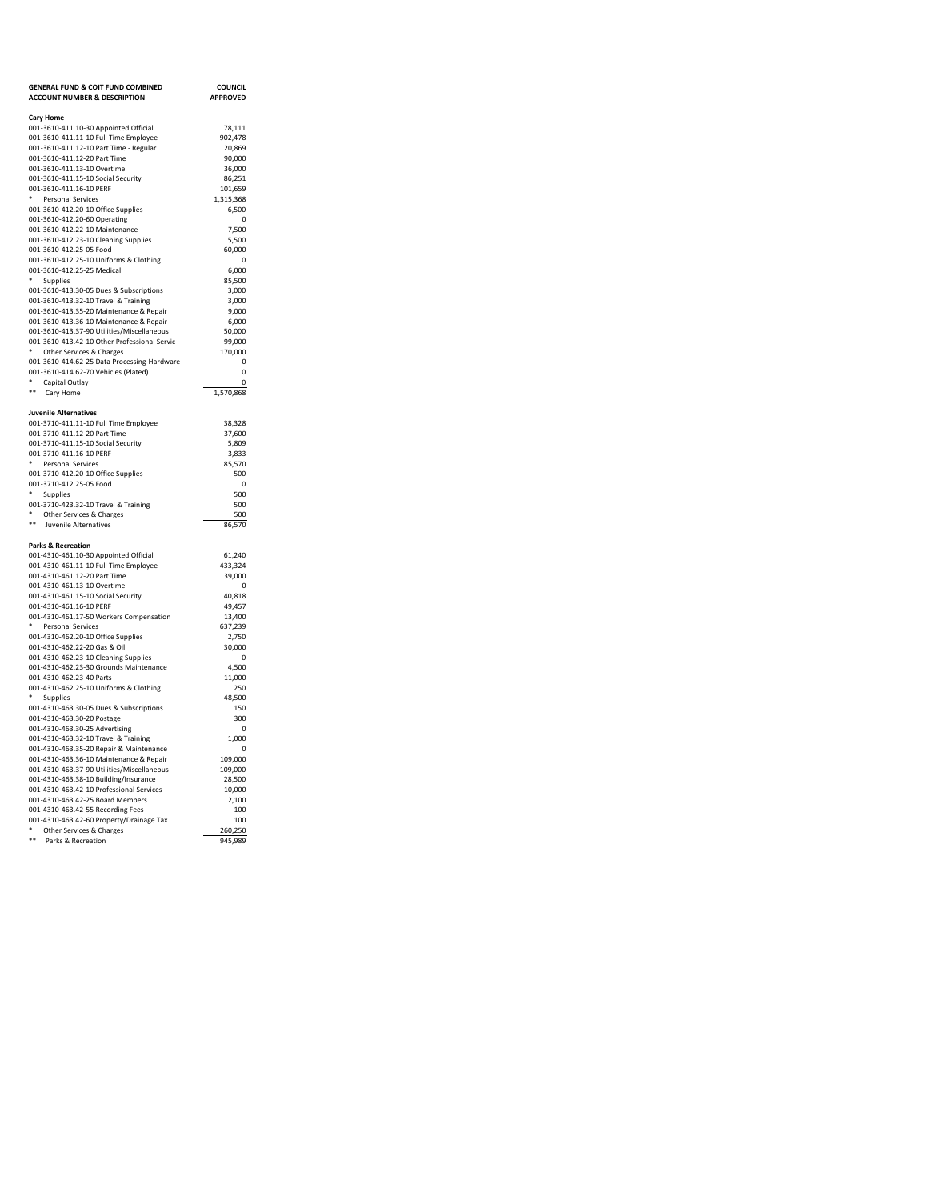| GENERAL FUND & COIT FUND COMBINED ACCOUNT NUMBER & DESCRIPTION | COUNCIL APPROVED |
|---|---|
| **Cary Home** | |
| 001-3610-411.10-30 Appointed Official | 78,111 |
| 001-3610-411.11-10 Full Time Employee | 902,478 |
| 001-3610-411.12-10 Part Time - Regular | 20,869 |
| 001-3610-411.12-20 Part Time | 90,000 |
| 001-3610-411.13-10 Overtime | 36,000 |
| 001-3610-411.15-10 Social Security | 86,251 |
| 001-3610-411.16-10 PERF | 101,659 |
| * Personal Services | 1,315,368 |
| 001-3610-412.20-10 Office Supplies | 6,500 |
| 001-3610-412.20-60 Operating | 0 |
| 001-3610-412.22-10 Maintenance | 7,500 |
| 001-3610-412.23-10 Cleaning Supplies | 5,500 |
| 001-3610-412.25-05 Food | 60,000 |
| 001-3610-412.25-10 Uniforms & Clothing | 0 |
| 001-3610-412.25-25 Medical | 6,000 |
| * Supplies | 85,500 |
| 001-3610-413.30-05 Dues & Subscriptions | 3,000 |
| 001-3610-413.32-10 Travel & Training | 3,000 |
| 001-3610-413.35-20 Maintenance & Repair | 9,000 |
| 001-3610-413.36-10 Maintenance & Repair | 6,000 |
| 001-3610-413.37-90 Utilities/Miscellaneous | 50,000 |
| 001-3610-413.42-10 Other Professional Servic | 99,000 |
| * Other Services & Charges | 170,000 |
| 001-3610-414.62-25 Data Processing-Hardware | 0 |
| 001-3610-414.62-70 Vehicles (Plated) | 0 |
| * Capital Outlay | 0 |
| ** Cary Home | 1,570,868 |
| | |
| **Juvenile Alternatives** | |
| 001-3710-411.11-10 Full Time Employee | 38,328 |
| 001-3710-411.12-20 Part Time | 37,600 |
| 001-3710-411.15-10 Social Security | 5,809 |
| 001-3710-411.16-10 PERF | 3,833 |
| * Personal Services | 85,570 |
| 001-3710-412.20-10 Office Supplies | 500 |
| 001-3710-412.25-05 Food | 0 |
| * Supplies | 500 |
| 001-3710-423.32-10 Travel & Training | 500 |
| * Other Services & Charges | 500 |
| ** Juvenile Alternatives | 86,570 |
| | |
| **Parks & Recreation** | |
| 001-4310-461.10-30 Appointed Official | 61,240 |
| 001-4310-461.11-10 Full Time Employee | 433,324 |
| 001-4310-461.12-20 Part Time | 39,000 |
| 001-4310-461.13-10 Overtime | 0 |
| 001-4310-461.15-10 Social Security | 40,818 |
| 001-4310-461.16-10 PERF | 49,457 |
| 001-4310-461.17-50 Workers Compensation | 13,400 |
| * Personal Services | 637,239 |
| 001-4310-462.20-10 Office Supplies | 2,750 |
| 001-4310-462.22-20 Gas & Oil | 30,000 |
| 001-4310-462.23-10 Cleaning Supplies | 0 |
| 001-4310-462.23-30 Grounds Maintenance | 4,500 |
| 001-4310-462.23-40 Parts | 11,000 |
| 001-4310-462.25-10 Uniforms & Clothing | 250 |
| * Supplies | 48,500 |
| 001-4310-463.30-05 Dues & Subscriptions | 150 |
| 001-4310-463.30-20 Postage | 300 |
| 001-4310-463.30-25 Advertising | 0 |
| 001-4310-463.32-10 Travel & Training | 1,000 |
| 001-4310-463.35-20 Repair & Maintenance | 0 |
| 001-4310-463.36-10 Maintenance & Repair | 109,000 |
| 001-4310-463.37-90 Utilities/Miscellaneous | 109,000 |
| 001-4310-463.38-10 Building/Insurance | 28,500 |
| 001-4310-463.42-10 Professional Services | 10,000 |
| 001-4310-463.42-25 Board Members | 2,100 |
| 001-4310-463.42-55 Recording Fees | 100 |
| 001-4310-463.42-60 Property/Drainage Tax | 100 |
| * Other Services & Charges | 260,250 |
| ** Parks & Recreation | 945,989 |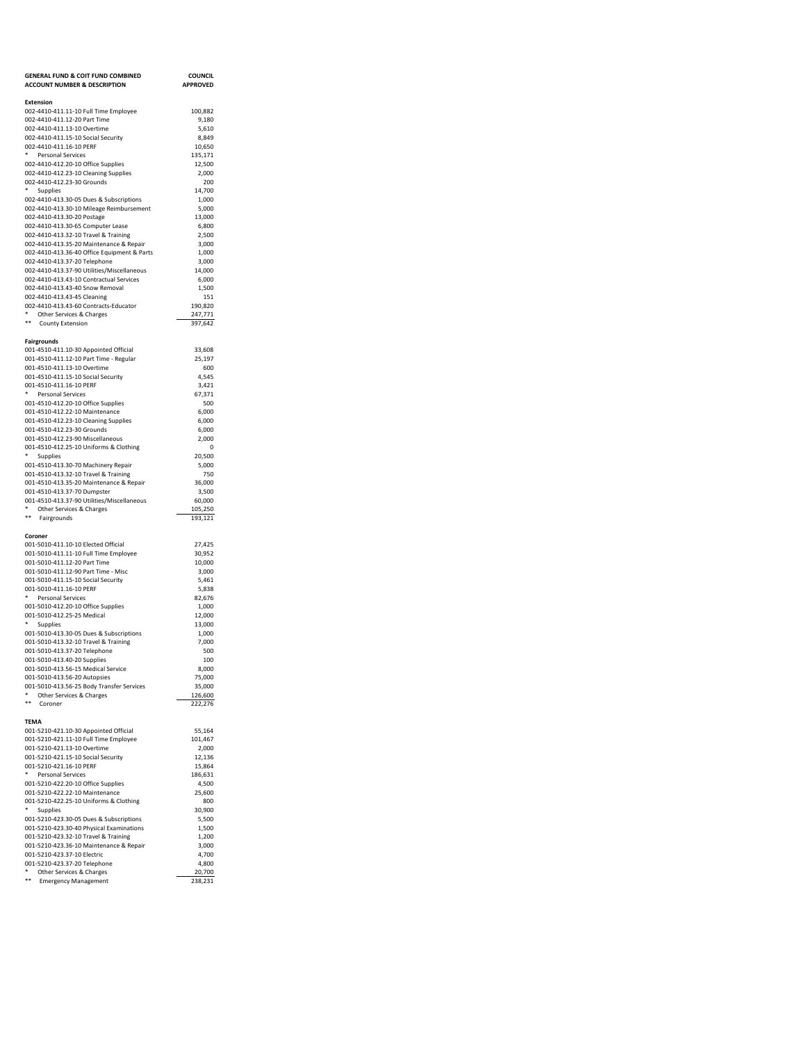| GENERAL FUND & COIT FUND COMBINED ACCOUNT NUMBER & DESCRIPTION | COUNCIL APPROVED |
|---|---|
| **Extension** | |
| 002-4410-411.11-10 Full Time Employee | 100,882 |
| 002-4410-411.12-20 Part Time | 9,180 |
| 002-4410-411.13-10 Overtime | 5,610 |
| 002-4410-411.15-10 Social Security | 8,849 |
| 002-4410-411.16-10 PERF | 10,650 |
| * Personal Services | 135,171 |
| 002-4410-412.20-10 Office Supplies | 12,500 |
| 002-4410-412.23-10 Cleaning Supplies | 2,000 |
| 002-4410-412.23-30 Grounds | 200 |
| * Supplies | 14,700 |
| 002-4410-413.30-05 Dues & Subscriptions | 1,000 |
| 002-4410-413.30-10 Mileage Reimbursement | 5,000 |
| 002-4410-413.30-20 Postage | 13,000 |
| 002-4410-413.30-65 Computer Lease | 6,800 |
| 002-4410-413.32-10 Travel & Training | 2,500 |
| 002-4410-413.35-20 Maintenance & Repair | 3,000 |
| 002-4410-413.36-40 Office Equipment & Parts | 1,000 |
| 002-4410-413.37-20 Telephone | 3,000 |
| 002-4410-413.37-90 Utilities/Miscellaneous | 14,000 |
| 002-4410-413.43-10 Contractual Services | 6,000 |
| 002-4410-413.43-40 Snow Removal | 1,500 |
| 002-4410-413.43-45 Cleaning | 151 |
| 002-4410-413.43-60 Contracts-Educator | 190,820 |
| * Other Services & Charges | 247,771 |
| ** County Extension | 397,642 |
| **Fairgrounds** | |
| 001-4510-411.10-30 Appointed Official | 33,608 |
| 001-4510-411.12-10 Part Time - Regular | 25,197 |
| 001-4510-411.13-10 Overtime | 600 |
| 001-4510-411.15-10 Social Security | 4,545 |
| 001-4510-411.16-10 PERF | 3,421 |
| * Personal Services | 67,371 |
| 001-4510-412.20-10 Office Supplies | 500 |
| 001-4510-412.22-10 Maintenance | 6,000 |
| 001-4510-412.23-10 Cleaning Supplies | 6,000 |
| 001-4510-412.23-30 Grounds | 6,000 |
| 001-4510-412.23-90 Miscellaneous | 2,000 |
| 001-4510-412.25-10 Uniforms & Clothing | 0 |
| * Supplies | 20,500 |
| 001-4510-413.30-70 Machinery Repair | 5,000 |
| 001-4510-413.32-10 Travel & Training | 750 |
| 001-4510-413.35-20 Maintenance & Repair | 36,000 |
| 001-4510-413.37-70 Dumpster | 3,500 |
| 001-4510-413.37-90 Utilities/Miscellaneous | 60,000 |
| * Other Services & Charges | 105,250 |
| ** Fairgrounds | 193,121 |
| **Coroner** | |
| 001-5010-411.10-10 Elected Official | 27,425 |
| 001-5010-411.11-10 Full Time Employee | 30,952 |
| 001-5010-411.12-20 Part Time | 10,000 |
| 001-5010-411.12-90 Part Time - Misc | 3,000 |
| 001-5010-411.15-10 Social Security | 5,461 |
| 001-5010-411.16-10 PERF | 5,838 |
| * Personal Services | 82,676 |
| 001-5010-412.20-10 Office Supplies | 1,000 |
| 001-5010-412.25-25 Medical | 12,000 |
| * Supplies | 13,000 |
| 001-5010-413.30-05 Dues & Subscriptions | 1,000 |
| 001-5010-413.32-10 Travel & Training | 7,000 |
| 001-5010-413.37-20 Telephone | 500 |
| 001-5010-413.40-20 Supplies | 100 |
| 001-5010-413.56-15 Medical Service | 8,000 |
| 001-5010-413.56-20 Autopsies | 75,000 |
| 001-5010-413.56-25 Body Transfer Services | 35,000 |
| * Other Services & Charges | 126,600 |
| ** Coroner | 222,276 |
| **TEMA** | |
| 001-5210-421.10-30 Appointed Official | 55,164 |
| 001-5210-421.11-10 Full Time Employee | 101,467 |
| 001-5210-421.13-10 Overtime | 2,000 |
| 001-5210-421.15-10 Social Security | 12,136 |
| 001-5210-421.16-10 PERF | 15,864 |
| * Personal Services | 186,631 |
| 001-5210-422.20-10 Office Supplies | 4,500 |
| 001-5210-422.22-10 Maintenance | 25,600 |
| 001-5210-422.25-10 Uniforms & Clothing | 800 |
| * Supplies | 30,900 |
| 001-5210-423.30-05 Dues & Subscriptions | 5,500 |
| 001-5210-423.30-40 Physical Examinations | 1,500 |
| 001-5210-423.32-10 Travel & Training | 1,200 |
| 001-5210-423.36-10 Maintenance & Repair | 3,000 |
| 001-5210-423.37-10 Electric | 4,700 |
| 001-5210-423.37-20 Telephone | 4,800 |
| * Other Services & Charges | 20,700 |
| ** Emergency Management | 238,231 |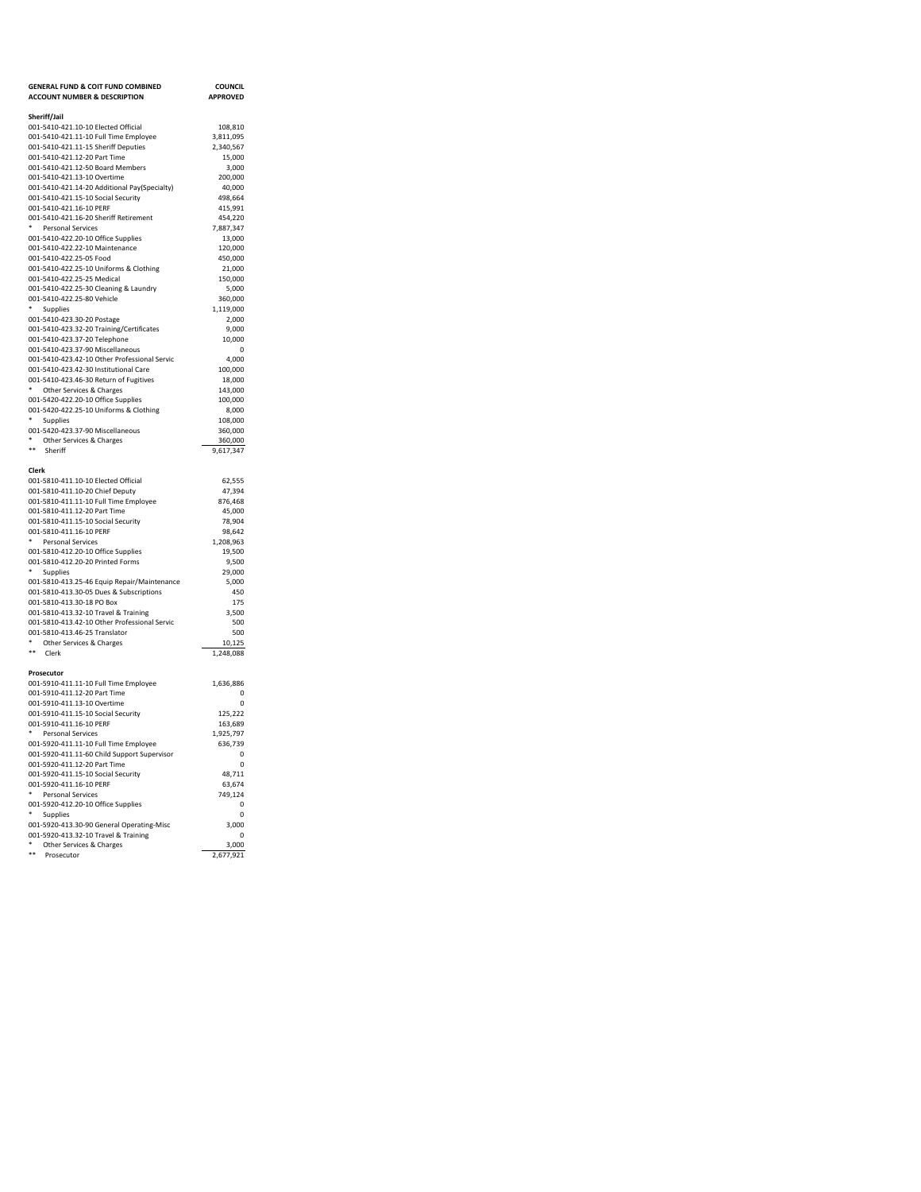| GENERAL FUND & COIT FUND COMBINED ACCOUNT NUMBER & DESCRIPTION | COUNCIL APPROVED |
|---|---|
| **Sheriff/Jail** | |
| 001-5410-421.10-10 Elected Official | 108,810 |
| 001-5410-421.11-10 Full Time Employee | 3,811,095 |
| 001-5410-421.11-15 Sheriff Deputies | 2,340,567 |
| 001-5410-421.12-20 Part Time | 15,000 |
| 001-5410-421.12-50 Board Members | 3,000 |
| 001-5410-421.13-10 Overtime | 200,000 |
| 001-5410-421.14-20 Additional Pay(Specialty) | 40,000 |
| 001-5410-421.15-10 Social Security | 498,664 |
| 001-5410-421.16-10 PERF | 415,991 |
| 001-5410-421.16-20 Sheriff Retirement | 454,220 |
| * Personal Services | 7,887,347 |
| 001-5410-422.20-10 Office Supplies | 13,000 |
| 001-5410-422.22-10 Maintenance | 120,000 |
| 001-5410-422.25-05 Food | 450,000 |
| 001-5410-422.25-10 Uniforms & Clothing | 21,000 |
| 001-5410-422.25-25 Medical | 150,000 |
| 001-5410-422.25-30 Cleaning & Laundry | 5,000 |
| 001-5410-422.25-80 Vehicle | 360,000 |
| * Supplies | 1,119,000 |
| 001-5410-423.30-20 Postage | 2,000 |
| 001-5410-423.32-20 Training/Certificates | 9,000 |
| 001-5410-423.37-20 Telephone | 10,000 |
| 001-5410-423.37-90 Miscellaneous | 0 |
| 001-5410-423.42-10 Other Professional Servic | 4,000 |
| 001-5410-423.42-30 Institutional Care | 100,000 |
| 001-5410-423.46-30 Return of Fugitives | 18,000 |
| * Other Services & Charges | 143,000 |
| 001-5420-422.20-10 Office Supplies | 100,000 |
| 001-5420-422.25-10 Uniforms & Clothing | 8,000 |
| * Supplies | 108,000 |
| 001-5420-423.37-90 Miscellaneous | 360,000 |
| * Other Services & Charges | 360,000 |
| ** Sheriff | 9,617,347 |
| **Clerk** | |
| 001-5810-411.10-10 Elected Official | 62,555 |
| 001-5810-411.10-20 Chief Deputy | 47,394 |
| 001-5810-411.11-10 Full Time Employee | 876,468 |
| 001-5810-411.12-20 Part Time | 45,000 |
| 001-5810-411.15-10 Social Security | 78,904 |
| 001-5810-411.16-10 PERF | 98,642 |
| * Personal Services | 1,208,963 |
| 001-5810-412.20-10 Office Supplies | 19,500 |
| 001-5810-412.20-20 Printed Forms | 9,500 |
| * Supplies | 29,000 |
| 001-5810-413.25-46 Equip Repair/Maintenance | 5,000 |
| 001-5810-413.30-05 Dues & Subscriptions | 450 |
| 001-5810-413.30-18 PO Box | 175 |
| 001-5810-413.32-10 Travel & Training | 3,500 |
| 001-5810-413.42-10 Other Professional Servic | 500 |
| 001-5810-413.46-25 Translator | 500 |
| * Other Services & Charges | 10,125 |
| ** Clerk | 1,248,088 |
| **Prosecutor** | |
| 001-5910-411.11-10 Full Time Employee | 1,636,886 |
| 001-5910-411.12-20 Part Time | 0 |
| 001-5910-411.13-10 Overtime | 0 |
| 001-5910-411.15-10 Social Security | 125,222 |
| 001-5910-411.16-10 PERF | 163,689 |
| * Personal Services | 1,925,797 |
| 001-5920-411.11-10 Full Time Employee | 636,739 |
| 001-5920-411.11-60 Child Support Supervisor | 0 |
| 001-5920-411.12-20 Part Time | 0 |
| 001-5920-411.15-10 Social Security | 48,711 |
| 001-5920-411.16-10 PERF | 63,674 |
| * Personal Services | 749,124 |
| 001-5920-412.20-10 Office Supplies | 0 |
| * Supplies | 0 |
| 001-5920-413.30-90 General Operating-Misc | 3,000 |
| 001-5920-413.32-10 Travel & Training | 0 |
| * Other Services & Charges | 3,000 |
| ** Prosecutor | 2,677,921 |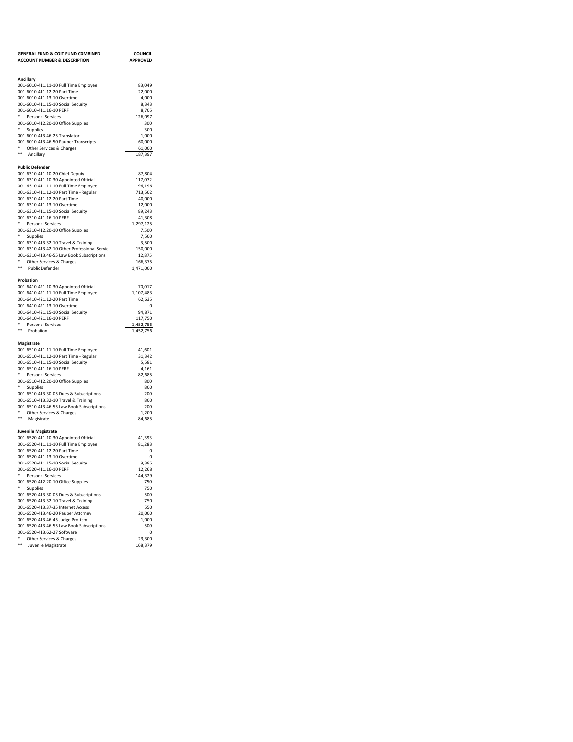| GENERAL FUND & COIT FUND COMBINED ACCOUNT NUMBER & DESCRIPTION | COUNCIL APPROVED |
|---|---|
| **Ancillary** | |
| 001-6010-411.11-10 Full Time Employee | 83,049 |
| 001-6010-411.12-20 Part Time | 22,000 |
| 001-6010-411.13-10 Overtime | 4,000 |
| 001-6010-411.15-10 Social Security | 8,343 |
| 001-6010-411.16-10 PERF | 8,705 |
| * Personal Services | 126,097 |
| 001-6010-412.20-10 Office Supplies | 300 |
| * Supplies | 300 |
| 001-6010-413.46-25 Translator | 1,000 |
| 001-6010-413.46-50 Pauper Transcripts | 60,000 |
| * Other Services & Charges | 61,000 |
| ** Ancillary | 187,397 |
| **Public Defender** | |
| 001-6310-411.10-20 Chief Deputy | 87,804 |
| 001-6310-411.10-30 Appointed Official | 117,072 |
| 001-6310-411.11-10 Full Time Employee | 196,196 |
| 001-6310-411.12-10 Part Time - Regular | 713,502 |
| 001-6310-411.12-20 Part Time | 40,000 |
| 001-6310-411.13-10 Overtime | 12,000 |
| 001-6310-411.15-10 Social Security | 89,243 |
| 001-6310-411.16-10 PERF | 41,308 |
| * Personal Services | 1,297,125 |
| 001-6310-412.20-10 Office Supplies | 7,500 |
| * Supplies | 7,500 |
| 001-6310-413.32-10 Travel & Training | 3,500 |
| 001-6310-413.42-10 Other Professional Servic | 150,000 |
| 001-6310-413.46-55 Law Book Subscriptions | 12,875 |
| * Other Services & Charges | 166,375 |
| ** Public Defender | 1,471,000 |
| **Probation** | |
| 001-6410-421.10-30 Appointed Official | 70,017 |
| 001-6410-421.11-10 Full Time Employee | 1,107,483 |
| 001-6410-421.12-20 Part Time | 62,635 |
| 001-6410-421.13-10 Overtime | 0 |
| 001-6410-421.15-10 Social Security | 94,871 |
| 001-6410-421.16-10 PERF | 117,750 |
| * Personal Services | 1,452,756 |
| ** Probation | 1,452,756 |
| **Magistrate** | |
| 001-6510-411.11-10 Full Time Employee | 41,601 |
| 001-6510-411.12-10 Part Time - Regular | 31,342 |
| 001-6510-411.15-10 Social Security | 5,581 |
| 001-6510-411.16-10 PERF | 4,161 |
| * Personal Services | 82,685 |
| 001-6510-412.20-10 Office Supplies | 800 |
| * Supplies | 800 |
| 001-6510-413.30-05 Dues & Subscriptions | 200 |
| 001-6510-413.32-10 Travel & Training | 800 |
| 001-6510-413.46-55 Law Book Subscriptions | 200 |
| * Other Services & Charges | 1,200 |
| ** Magistrate | 84,685 |
| **Juvenile Magistrate** | |
| 001-6520-411.10-30 Appointed Official | 41,393 |
| 001-6520-411.11-10 Full Time Employee | 81,283 |
| 001-6520-411.12-20 Part Time | 0 |
| 001-6520-411.13-10 Overtime | 0 |
| 001-6520-411.15-10 Social Security | 9,385 |
| 001-6520-411.16-10 PERF | 12,268 |
| * Personal Services | 144,329 |
| 001-6520-412.20-10 Office Supplies | 750 |
| * Supplies | 750 |
| 001-6520-413.30-05 Dues & Subscriptions | 500 |
| 001-6520-413.32-10 Travel & Training | 750 |
| 001-6520-413.37-35 Internet Access | 550 |
| 001-6520-413.46-20 Pauper Attorney | 20,000 |
| 001-6520-413.46-45 Judge Pro-tem | 1,000 |
| 001-6520-413.46-55 Law Book Subscriptions | 500 |
| 001-6520-413.62-27 Software | 0 |
| * Other Services & Charges | 23,300 |
| ** Juvenile Magistrate | 168,379 |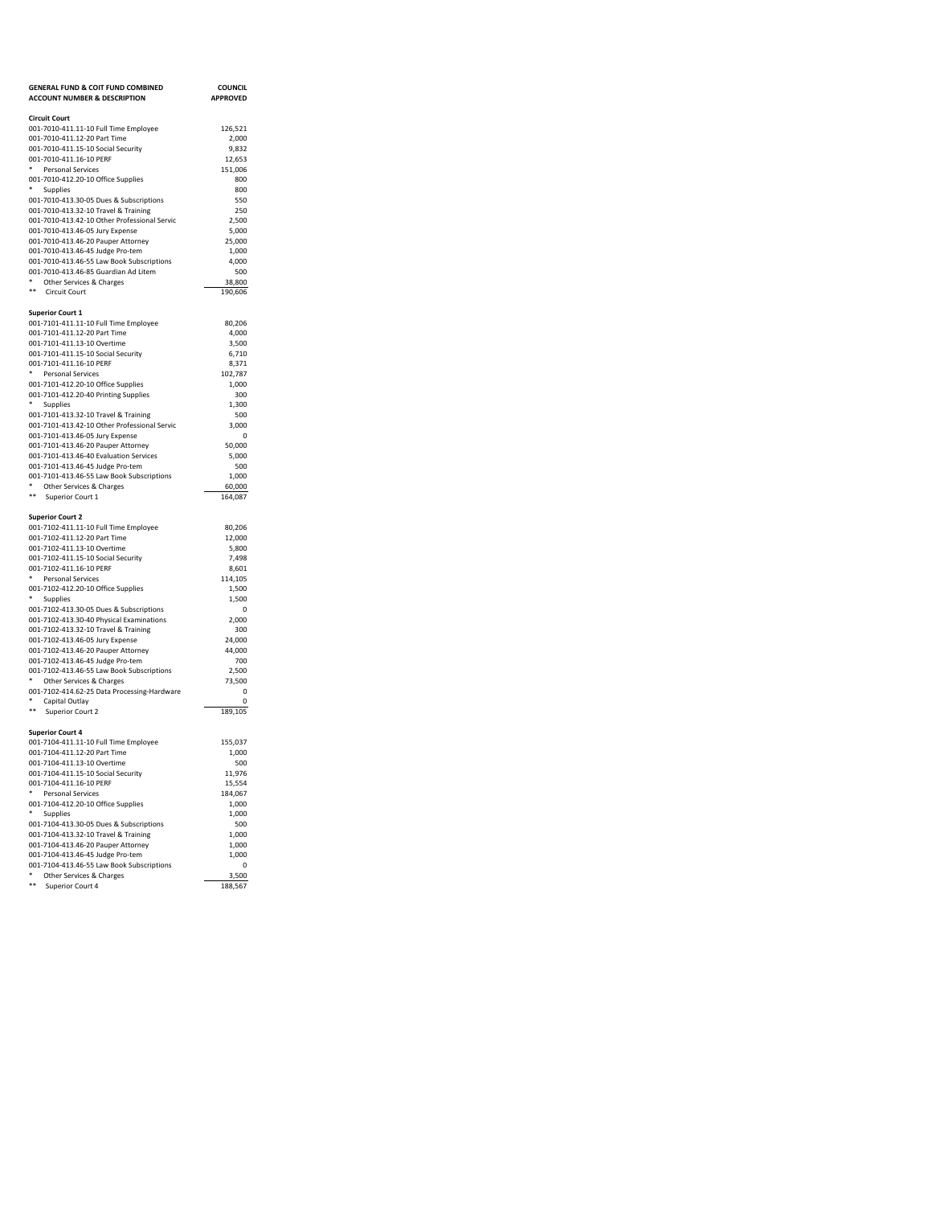| GENERAL FUND & COIT FUND COMBINED<br>ACCOUNT NUMBER & DESCRIPTION | COUNCIL<br>APPROVED |
|---|---|
| **Circuit Court** | |
| 001-7010-411.11-10 Full Time Employee | 126,521 |
| 001-7010-411.12-20 Part Time | 2,000 |
| 001-7010-411.15-10 Social Security | 9,832 |
| 001-7010-411.16-10 PERF | 12,653 |
| * Personal Services | 151,006 |
| 001-7010-412.20-10 Office Supplies | 800 |
| * Supplies | 800 |
| 001-7010-413.30-05 Dues & Subscriptions | 550 |
| 001-7010-413.32-10 Travel & Training | 250 |
| 001-7010-413.42-10 Other Professional Servic | 2,500 |
| 001-7010-413.46-05 Jury Expense | 5,000 |
| 001-7010-413.46-20 Pauper Attorney | 25,000 |
| 001-7010-413.46-45 Judge Pro-tem | 1,000 |
| 001-7010-413.46-55 Law Book Subscriptions | 4,000 |
| 001-7010-413.46-85 Guardian Ad Litem | 500 |
| * Other Services & Charges | 38,800 |
| ** Circuit Court | 190,606 |
| | |
| **Superior Court 1** | |
| 001-7101-411.11-10 Full Time Employee | 80,206 |
| 001-7101-411.12-20 Part Time | 4,000 |
| 001-7101-411.13-10 Overtime | 3,500 |
| 001-7101-411.15-10 Social Security | 6,710 |
| 001-7101-411.16-10 PERF | 8,371 |
| * Personal Services | 102,787 |
| 001-7101-412.20-10 Office Supplies | 1,000 |
| 001-7101-412.20-40 Printing Supplies | 300 |
| * Supplies | 1,300 |
| 001-7101-413.32-10 Travel & Training | 500 |
| 001-7101-413.42-10 Other Professional Servic | 3,000 |
| 001-7101-413.46-05 Jury Expense | 0 |
| 001-7101-413.46-20 Pauper Attorney | 50,000 |
| 001-7101-413.46-40 Evaluation Services | 5,000 |
| 001-7101-413.46-45 Judge Pro-tem | 500 |
| 001-7101-413.46-55 Law Book Subscriptions | 1,000 |
| * Other Services & Charges | 60,000 |
| ** Superior Court 1 | 164,087 |
| | |
| **Superior Court 2** | |
| 001-7102-411.11-10 Full Time Employee | 80,206 |
| 001-7102-411.12-20 Part Time | 12,000 |
| 001-7102-411.13-10 Overtime | 5,800 |
| 001-7102-411.15-10 Social Security | 7,498 |
| 001-7102-411.16-10 PERF | 8,601 |
| * Personal Services | 114,105 |
| 001-7102-412.20-10 Office Supplies | 1,500 |
| * Supplies | 1,500 |
| 001-7102-413.30-05 Dues & Subscriptions | 0 |
| 001-7102-413.30-40 Physical Examinations | 2,000 |
| 001-7102-413.32-10 Travel & Training | 300 |
| 001-7102-413.46-05 Jury Expense | 24,000 |
| 001-7102-413.46-20 Pauper Attorney | 44,000 |
| 001-7102-413.46-45 Judge Pro-tem | 700 |
| 001-7102-413.46-55 Law Book Subscriptions | 2,500 |
| * Other Services & Charges | 73,500 |
| 001-7102-414.62-25 Data Processing-Hardware | 0 |
| * Capital Outlay | 0 |
| ** Superior Court 2 | 189,105 |
| | |
| **Superior Court 4** | |
| 001-7104-411.11-10 Full Time Employee | 155,037 |
| 001-7104-411.12-20 Part Time | 1,000 |
| 001-7104-411.13-10 Overtime | 500 |
| 001-7104-411.15-10 Social Security | 11,976 |
| 001-7104-411.16-10 PERF | 15,554 |
| * Personal Services | 184,067 |
| 001-7104-412.20-10 Office Supplies | 1,000 |
| * Supplies | 1,000 |
| 001-7104-413.30-05 Dues & Subscriptions | 500 |
| 001-7104-413.32-10 Travel & Training | 1,000 |
| 001-7104-413.46-20 Pauper Attorney | 1,000 |
| 001-7104-413.46-45 Judge Pro-tem | 1,000 |
| 001-7104-413.46-55 Law Book Subscriptions | 0 |
| * Other Services & Charges | 3,500 |
| ** Superior Court 4 | 188,567 |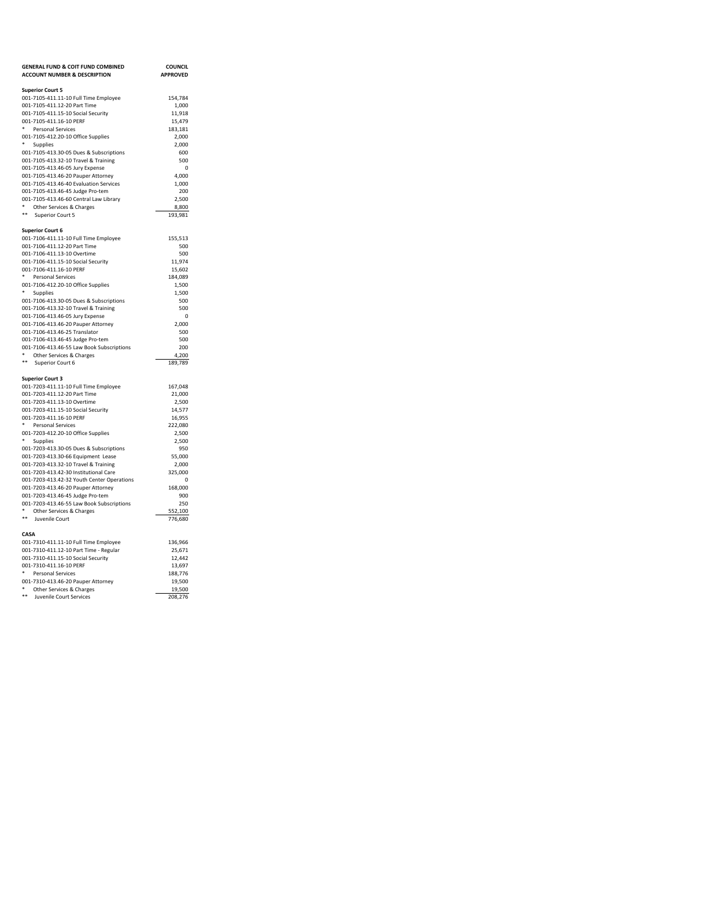| GENERAL FUND & COIT FUND COMBINED ACCOUNT NUMBER & DESCRIPTION | COUNCIL APPROVED |
|---|---|
| **Superior Court 5** | |
| 001-7105-411.11-10 Full Time Employee | 154,784 |
| 001-7105-411.12-20 Part Time | 1,000 |
| 001-7105-411.15-10 Social Security | 11,918 |
| 001-7105-411.16-10 PERF | 15,479 |
| * Personal Services | 183,181 |
| 001-7105-412.20-10 Office Supplies | 2,000 |
| * Supplies | 2,000 |
| 001-7105-413.30-05 Dues & Subscriptions | 600 |
| 001-7105-413.32-10 Travel & Training | 500 |
| 001-7105-413.46-05 Jury Expense | 0 |
| 001-7105-413.46-20 Pauper Attorney | 4,000 |
| 001-7105-413.46-40 Evaluation Services | 1,000 |
| 001-7105-413.46-45 Judge Pro-tem | 200 |
| 001-7105-413.46-60 Central Law Library | 2,500 |
| * Other Services & Charges | 8,800 |
| ** Superior Court 5 | 193,981 |
| | |
| **Superior Court 6** | |
| 001-7106-411.11-10 Full Time Employee | 155,513 |
| 001-7106-411.12-20 Part Time | 500 |
| 001-7106-411.13-10 Overtime | 500 |
| 001-7106-411.15-10 Social Security | 11,974 |
| 001-7106-411.16-10 PERF | 15,602 |
| * Personal Services | 184,089 |
| 001-7106-412.20-10 Office Supplies | 1,500 |
| * Supplies | 1,500 |
| 001-7106-413.30-05 Dues & Subscriptions | 500 |
| 001-7106-413.32-10 Travel & Training | 500 |
| 001-7106-413.46-05 Jury Expense | 0 |
| 001-7106-413.46-20 Pauper Attorney | 2,000 |
| 001-7106-413.46-25 Translator | 500 |
| 001-7106-413.46-45 Judge Pro-tem | 500 |
| 001-7106-413.46-55 Law Book Subscriptions | 200 |
| * Other Services & Charges | 4,200 |
| ** Superior Court 6 | 189,789 |
| | |
| **Superior Court 3** | |
| 001-7203-411.11-10 Full Time Employee | 167,048 |
| 001-7203-411.12-20 Part Time | 21,000 |
| 001-7203-411.13-10 Overtime | 2,500 |
| 001-7203-411.15-10 Social Security | 14,577 |
| 001-7203-411.16-10 PERF | 16,955 |
| * Personal Services | 222,080 |
| 001-7203-412.20-10 Office Supplies | 2,500 |
| * Supplies | 2,500 |
| 001-7203-413.30-05 Dues & Subscriptions | 950 |
| 001-7203-413.30-66 Equipment Lease | 55,000 |
| 001-7203-413.32-10 Travel & Training | 2,000 |
| 001-7203-413.42-30 Institutional Care | 325,000 |
| 001-7203-413.42-32 Youth Center Operations | 0 |
| 001-7203-413.46-20 Pauper Attorney | 168,000 |
| 001-7203-413.46-45 Judge Pro-tem | 900 |
| 001-7203-413.46-55 Law Book Subscriptions | 250 |
| * Other Services & Charges | 552,100 |
| ** Juvenile Court | 776,680 |
| | |
| **CASA** | |
| 001-7310-411.11-10 Full Time Employee | 136,966 |
| 001-7310-411.12-10 Part Time - Regular | 25,671 |
| 001-7310-411.15-10 Social Security | 12,442 |
| 001-7310-411.16-10 PERF | 13,697 |
| * Personal Services | 188,776 |
| 001-7310-413.46-20 Pauper Attorney | 19,500 |
| * Other Services & Charges | 19,500 |
| ** Juvenile Court Services | 208,276 |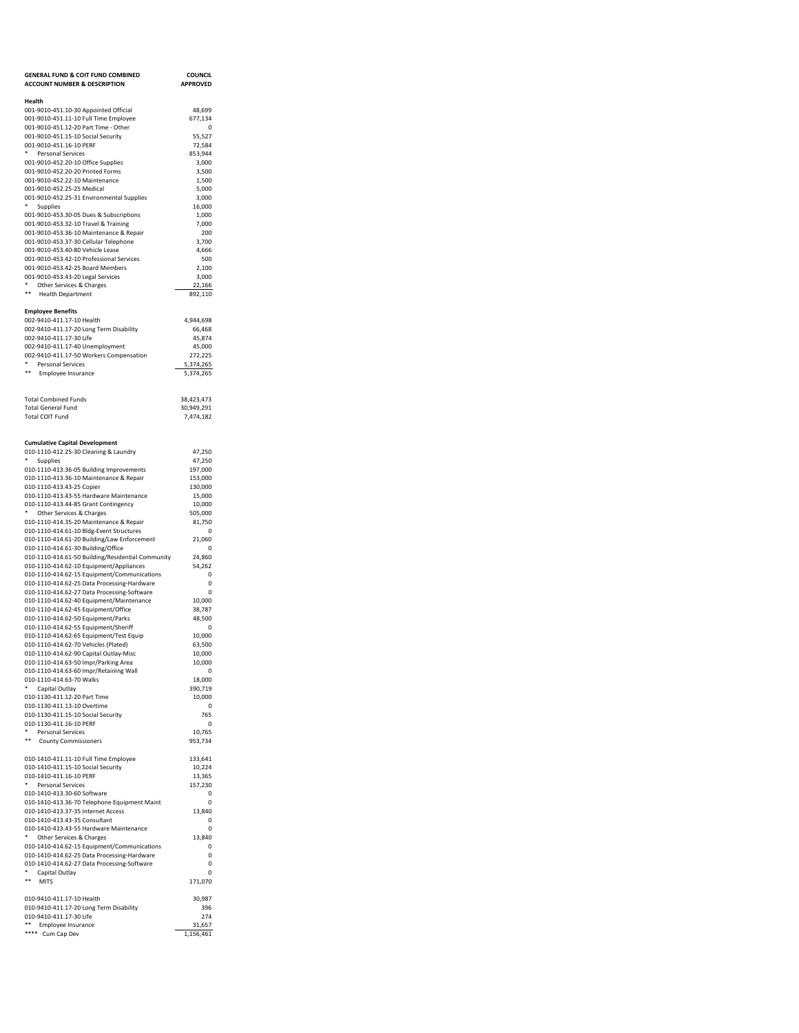| GENERAL FUND & COIT FUND COMBINED<br>ACCOUNT NUMBER & DESCRIPTION | COUNCIL<br>APPROVED |
|---|---|
| **Health** | |
| 001-9010-451.10-30 Appointed Official | 48,699 |
| 001-9010-451.11-10 Full Time Employee | 677,134 |
| 001-9010-451.12-20 Part Time - Other | 0 |
| 001-9010-451.15-10 Social Security | 55,527 |
| 001-9010-451.16-10 PERF | 72,584 |
| * Personal Services | 853,944 |
| 001-9010-452.20-10 Office Supplies | 3,000 |
| 001-9010-452.20-20 Printed Forms | 3,500 |
| 001-9010-452.22-10 Maintenance | 1,500 |
| 001-9010-452.25-25 Medical | 5,000 |
| 001-9010-452.25-31 Environmental Supplies | 3,000 |
| * Supplies | 16,000 |
| 001-9010-453.30-05 Dues & Subscriptions | 1,000 |
| 001-9010-453.32-10 Travel & Training | 7,000 |
| 001-9010-453.36-10 Maintenance & Repair | 200 |
| 001-9010-453.37-30 Cellular Telephone | 3,700 |
| 001-9010-453.40-80 Vehicle Lease | 4,666 |
| 001-9010-453.42-10 Professional Services | 500 |
| 001-9010-453.42-25 Board Members | 2,100 |
| 001-9010-453.43-20 Legal Services | 3,000 |
| * Other Services & Charges | 22,166 |
| ** Health Department | 892,110 |
| | |
| **Employee Benefits** | |
| 002-9410-411.17-10 Health | 4,944,698 |
| 002-9410-411.17-20 Long Term Disability | 66,468 |
| 002-9410-411.17-30 Life | 45,874 |
| 002-9410-411.17-40 Unemployment | 45,000 |
| 002-9410-411.17-50 Workers Compensation | 272,225 |
| * Personal Services | 5,374,265 |
| ** Employee Insurance | 5,374,265 |
| | |
| Total Combined Funds | 38,423,473 |
| Total General Fund | 30,949,291 |
| Total COIT Fund | 7,474,182 |
| | |
| **Cumulative Capital Development** | |
| 010-1110-412.25-30 Cleaning & Laundry | 47,250 |
| * Supplies | 47,250 |
| 010-1110-413.36-05 Building Improvements | 197,000 |
| 010-1110-413.36-10 Maintenance & Repair | 153,000 |
| 010-1110-413.43-25 Copier | 130,000 |
| 010-1110-413.43-55 Hardware Maintenance | 15,000 |
| 010-1110-413.44-85 Grant Contingency | 10,000 |
| * Other Services & Charges | 505,000 |
| 010-1110-414.35-20 Maintenance & Repair | 81,750 |
| 010-1110-414.61-10 Bldg-Event Structures | 0 |
| 010-1110-414.61-20 Building/Law Enforcement | 21,060 |
| 010-1110-414.61-30 Building/Office | 0 |
| 010-1110-414.61-50 Building/Residential Community | 24,860 |
| 010-1110-414.62-10 Equipment/Appliances | 54,262 |
| 010-1110-414.62-15 Equipment/Communications | 0 |
| 010-1110-414.62-25 Data Processing-Hardware | 0 |
| 010-1110-414.62-27 Data Processing-Software | 0 |
| 010-1110-414.62-40 Equipment/Maintenance | 10,000 |
| 010-1110-414.62-45 Equipment/Office | 38,787 |
| 010-1110-414.62-50 Equipment/Parks | 48,500 |
| 010-1110-414.62-55 Equipment/Sheriff | 0 |
| 010-1110-414.62-65 Equipment/Test Equip | 10,000 |
| 010-1110-414.62-70 Vehicles (Plated) | 63,500 |
| 010-1110-414.62-90 Capital Outlay-Misc | 10,000 |
| 010-1110-414.63-50 Impr/Parking Area | 10,000 |
| 010-1110-414.63-60 Impr/Retaining Wall | 0 |
| 010-1110-414.63-70 Walks | 18,000 |
| * Capital Outlay | 390,719 |
| 010-1130-411.12-20 Part Time | 10,000 |
| 010-1130-411.13-10 Overtime | 0 |
| 010-1130-411.15-10 Social Security | 765 |
| 010-1130-411.16-10 PERF | 0 |
| * Personal Services | 10,765 |
| ** County Commissioners | 953,734 |
| | |
| 010-1410-411.11-10 Full Time Employee | 133,641 |
| 010-1410-411.15-10 Social Security | 10,224 |
| 010-1410-411.16-10 PERF | 13,365 |
| * Personal Services | 157,230 |
| 010-1410-413.30-60 Software | 0 |
| 010-1410-413.36-70 Telephone Equipment Maint | 0 |
| 010-1410-413.37-35 Internet Access | 13,840 |
| 010-1410-413.43-35 Consultant | 0 |
| 010-1410-413.43-55 Hardware Maintenance | 0 |
| * Other Services & Charges | 13,840 |
| 010-1410-414.62-15 Equipment/Communications | 0 |
| 010-1410-414.62-25 Data Processing-Hardware | 0 |
| 010-1410-414.62-27 Data Processing-Software | 0 |
| * Capital Outlay | 0 |
| ** MITS | 171,070 |
| | |
| 010-9410-411.17-10 Health | 30,987 |
| 010-9410-411.17-20 Long Term Disability | 396 |
| 010-9410-411.17-30 Life | 274 |
| ** Employee Insurance | 31,657 |
| **** Cum Cap Dev | 1,156,461 |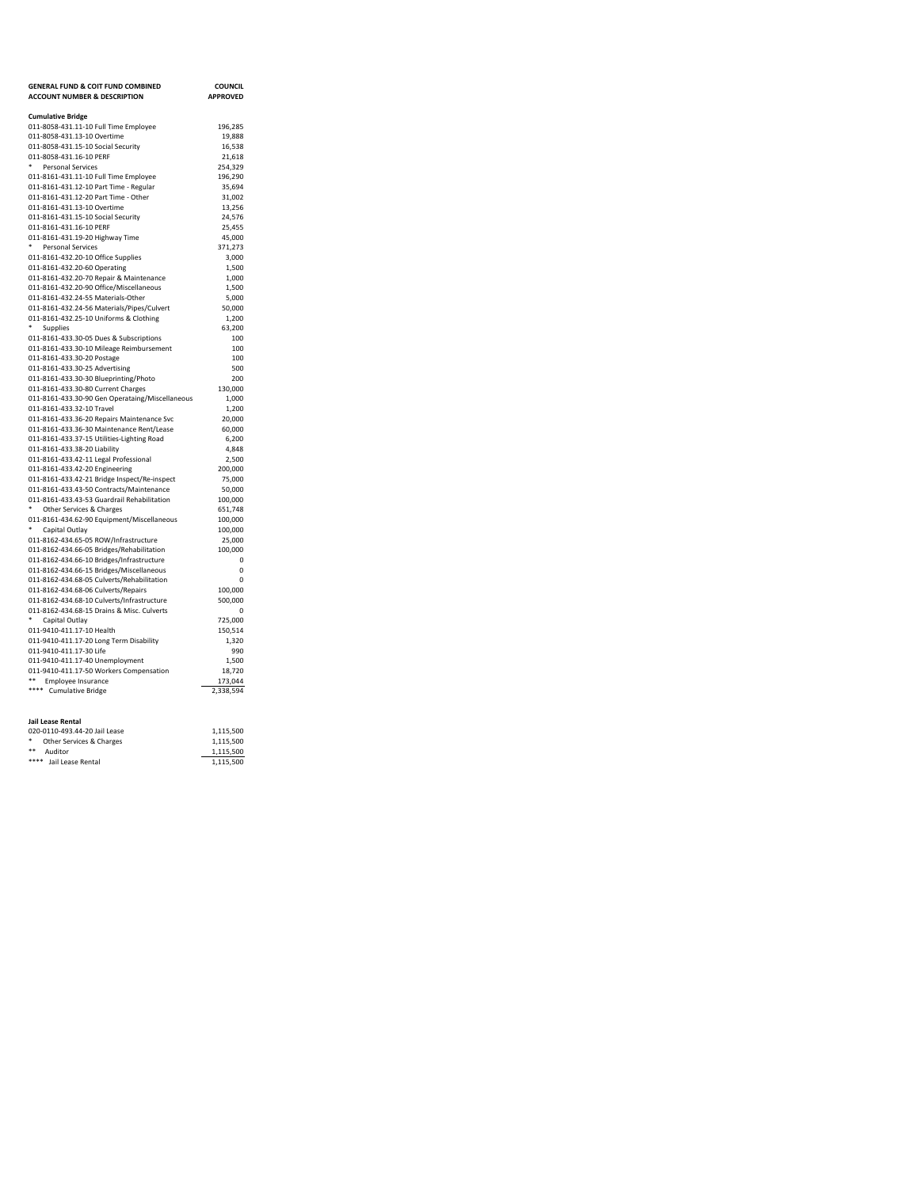| GENERAL FUND & COIT FUND COMBINED ACCOUNT NUMBER & DESCRIPTION | COUNCIL APPROVED |
|---|---|
| **Cumulative Bridge** | |
| 011-8058-431.11-10 Full Time Employee | 196,285 |
| 011-8058-431.13-10 Overtime | 19,888 |
| 011-8058-431.15-10 Social Security | 16,538 |
| 011-8058-431.16-10 PERF | 21,618 |
| * Personal Services | 254,329 |
| 011-8161-431.11-10 Full Time Employee | 196,290 |
| 011-8161-431.12-10 Part Time - Regular | 35,694 |
| 011-8161-431.12-20 Part Time - Other | 31,002 |
| 011-8161-431.13-10 Overtime | 13,256 |
| 011-8161-431.15-10 Social Security | 24,576 |
| 011-8161-431.16-10 PERF | 25,455 |
| 011-8161-431.19-20 Highway Time | 45,000 |
| * Personal Services | 371,273 |
| 011-8161-432.20-10 Office Supplies | 3,000 |
| 011-8161-432.20-60 Operating | 1,500 |
| 011-8161-432.20-70 Repair & Maintenance | 1,000 |
| 011-8161-432.20-90 Office/Miscellaneous | 1,500 |
| 011-8161-432.24-55 Materials-Other | 5,000 |
| 011-8161-432.24-56 Materials/Pipes/Culvert | 50,000 |
| 011-8161-432.25-10 Uniforms & Clothing | 1,200 |
| * Supplies | 63,200 |
| 011-8161-433.30-05 Dues & Subscriptions | 100 |
| 011-8161-433.30-10 Mileage Reimbursement | 100 |
| 011-8161-433.30-20 Postage | 100 |
| 011-8161-433.30-25 Advertising | 500 |
| 011-8161-433.30-30 Blueprinting/Photo | 200 |
| 011-8161-433.30-80 Current Charges | 130,000 |
| 011-8161-433.30-90 Gen Operataing/Miscellaneous | 1,000 |
| 011-8161-433.32-10 Travel | 1,200 |
| 011-8161-433.36-20 Repairs Maintenance Svc | 20,000 |
| 011-8161-433.36-30 Maintenance Rent/Lease | 60,000 |
| 011-8161-433.37-15 Utilities-Lighting Road | 6,200 |
| 011-8161-433.38-20 Liability | 4,848 |
| 011-8161-433.42-11 Legal Professional | 2,500 |
| 011-8161-433.42-20 Engineering | 200,000 |
| 011-8161-433.42-21 Bridge Inspect/Re-inspect | 75,000 |
| 011-8161-433.43-50 Contracts/Maintenance | 50,000 |
| 011-8161-433.43-53 Guardrail Rehabilitation | 100,000 |
| * Other Services & Charges | 651,748 |
| 011-8161-434.62-90 Equipment/Miscellaneous | 100,000 |
| * Capital Outlay | 100,000 |
| 011-8162-434.65-05 ROW/Infrastructure | 25,000 |
| 011-8162-434.66-05 Bridges/Rehabilitation | 100,000 |
| 011-8162-434.66-10 Bridges/Infrastructure | 0 |
| 011-8162-434.66-15 Bridges/Miscellaneous | 0 |
| 011-8162-434.68-05 Culverts/Rehabilitation | 0 |
| 011-8162-434.68-06 Culverts/Repairs | 100,000 |
| 011-8162-434.68-10 Culverts/Infrastructure | 500,000 |
| 011-8162-434.68-15 Drains & Misc. Culverts | 0 |
| * Capital Outlay | 725,000 |
| 011-9410-411.17-10 Health | 150,514 |
| 011-9410-411.17-20 Long Term Disability | 1,320 |
| 011-9410-411.17-30 Life | 990 |
| 011-9410-411.17-40 Unemployment | 1,500 |
| 011-9410-411.17-50 Workers Compensation | 18,720 |
| ** Employee Insurance | 173,044 |
| **** Cumulative Bridge | 2,338,594 |
| | |
| **Jail Lease Rental** | |
| 020-0110-493.44-20 Jail Lease | 1,115,500 |
| * Other Services & Charges | 1,115,500 |
| ** Auditor | 1,115,500 |
| **** Jail Lease Rental | 1,115,500 |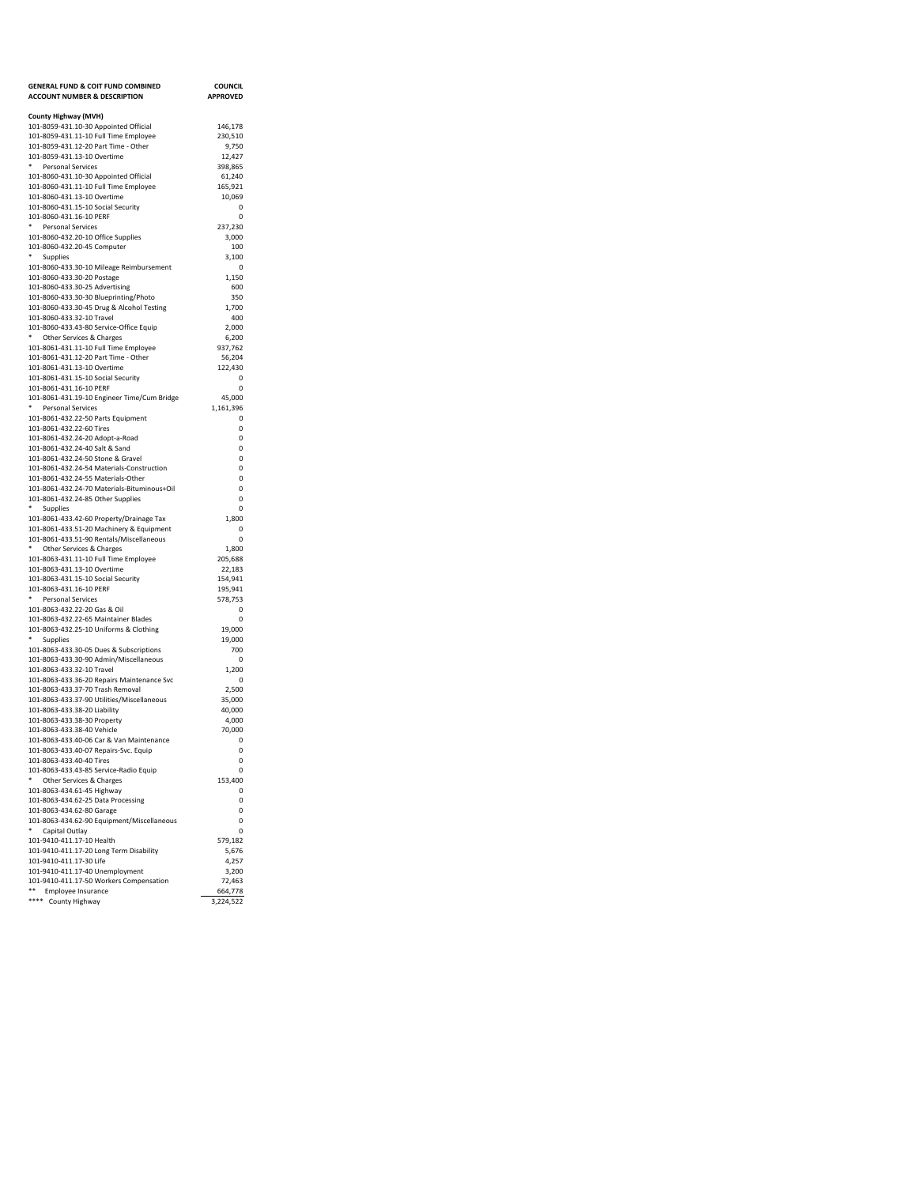| GENERAL FUND & COIT FUND COMBINED ACCOUNT NUMBER & DESCRIPTION | COUNCIL APPROVED |
|---|---|
| **County Highway (MVH)** | |
| 101-8059-431.10-30 Appointed Official | 146,178 |
| 101-8059-431.11-10 Full Time Employee | 230,510 |
| 101-8059-431.12-20 Part Time - Other | 9,750 |
| 101-8059-431.13-10 Overtime | 12,427 |
| * Personal Services | 398,865 |
| 101-8060-431.10-30 Appointed Official | 61,240 |
| 101-8060-431.11-10 Full Time Employee | 165,921 |
| 101-8060-431.13-10 Overtime | 10,069 |
| 101-8060-431.15-10 Social Security | 0 |
| 101-8060-431.16-10 PERF | 0 |
| * Personal Services | 237,230 |
| 101-8060-432.20-10 Office Supplies | 3,000 |
| 101-8060-432.20-45 Computer | 100 |
| * Supplies | 3,100 |
| 101-8060-433.30-10 Mileage Reimbursement | 0 |
| 101-8060-433.30-20 Postage | 1,150 |
| 101-8060-433.30-25 Advertising | 600 |
| 101-8060-433.30-30 Blueprinting/Photo | 350 |
| 101-8060-433.30-45 Drug & Alcohol Testing | 1,700 |
| 101-8060-433.32-10 Travel | 400 |
| 101-8060-433.43-80 Service-Office Equip | 2,000 |
| * Other Services & Charges | 6,200 |
| 101-8061-431.11-10 Full Time Employee | 937,762 |
| 101-8061-431.12-20 Part Time - Other | 56,204 |
| 101-8061-431.13-10 Overtime | 122,430 |
| 101-8061-431.15-10 Social Security | 0 |
| 101-8061-431.16-10 PERF | 0 |
| 101-8061-431.19-10 Engineer Time/Cum Bridge | 45,000 |
| * Personal Services | 1,161,396 |
| 101-8061-432.22-50 Parts Equipment | 0 |
| 101-8061-432.22-60 Tires | 0 |
| 101-8061-432.24-20 Adopt-a-Road | 0 |
| 101-8061-432.24-40 Salt & Sand | 0 |
| 101-8061-432.24-50 Stone & Gravel | 0 |
| 101-8061-432.24-54 Materials-Construction | 0 |
| 101-8061-432.24-55 Materials-Other | 0 |
| 101-8061-432.24-70 Materials-Bituminous+Oil | 0 |
| 101-8061-432.24-85 Other Supplies | 0 |
| * Supplies | 0 |
| 101-8061-433.42-60 Property/Drainage Tax | 1,800 |
| 101-8061-433.51-20 Machinery & Equipment | 0 |
| 101-8061-433.51-90 Rentals/Miscellaneous | 0 |
| * Other Services & Charges | 1,800 |
| 101-8063-431.11-10 Full Time Employee | 205,688 |
| 101-8063-431.13-10 Overtime | 22,183 |
| 101-8063-431.15-10 Social Security | 154,941 |
| 101-8063-431.16-10 PERF | 195,941 |
| * Personal Services | 578,753 |
| 101-8063-432.22-20 Gas & Oil | 0 |
| 101-8063-432.22-65 Maintainer Blades | 0 |
| 101-8063-432.25-10 Uniforms & Clothing | 19,000 |
| * Supplies | 19,000 |
| 101-8063-433.30-05 Dues & Subscriptions | 700 |
| 101-8063-433.30-90 Admin/Miscellaneous | 0 |
| 101-8063-433.32-10 Travel | 1,200 |
| 101-8063-433.36-20 Repairs Maintenance Svc | 0 |
| 101-8063-433.37-70 Trash Removal | 2,500 |
| 101-8063-433.37-90 Utilities/Miscellaneous | 35,000 |
| 101-8063-433.38-20 Liability | 40,000 |
| 101-8063-433.38-30 Property | 4,000 |
| 101-8063-433.38-40 Vehicle | 70,000 |
| 101-8063-433.40-06 Car & Van Maintenance | 0 |
| 101-8063-433.40-07 Repairs-Svc. Equip | 0 |
| 101-8063-433.40-40 Tires | 0 |
| 101-8063-433.43-85 Service-Radio Equip | 0 |
| * Other Services & Charges | 153,400 |
| 101-8063-434.61-45 Highway | 0 |
| 101-8063-434.62-25 Data Processing | 0 |
| 101-8063-434.62-80 Garage | 0 |
| 101-8063-434.62-90 Equipment/Miscellaneous | 0 |
| * Capital Outlay | 0 |
| 101-9410-411.17-10 Health | 579,182 |
| 101-9410-411.17-20 Long Term Disability | 5,676 |
| 101-9410-411.17-30 Life | 4,257 |
| 101-9410-411.17-40 Unemployment | 3,200 |
| 101-9410-411.17-50 Workers Compensation | 72,463 |
| ** Employee Insurance | 664,778 |
| **** County Highway | 3,224,522 |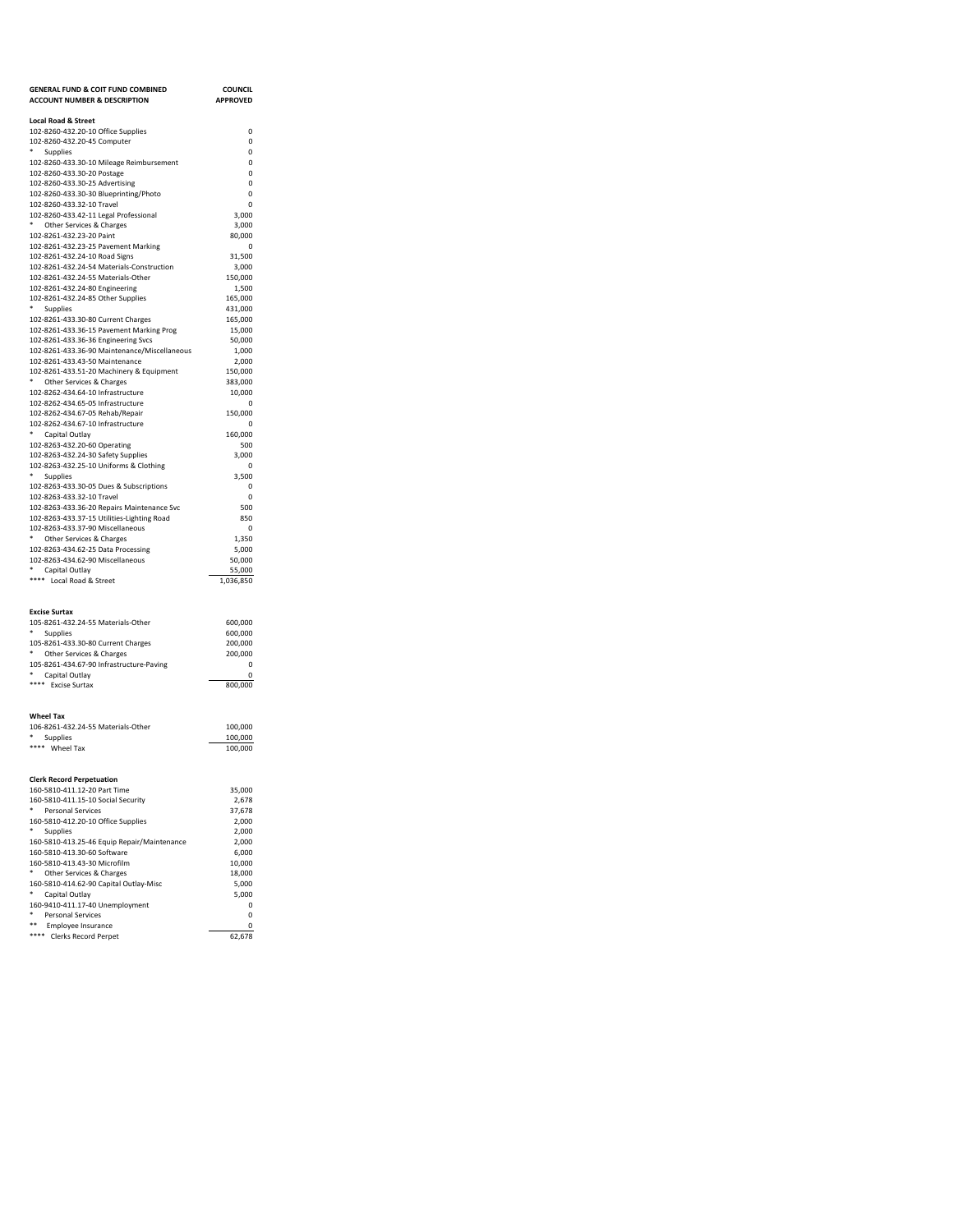| GENERAL FUND & COIT FUND COMBINED<br>ACCOUNT NUMBER & DESCRIPTION | COUNCIL<br>APPROVED |
|---|---|
| **Local Road & Street** | |
| 102-8260-432.20-10 Office Supplies | 0 |
| 102-8260-432.20-45 Computer | 0 |
| * Supplies | 0 |
| 102-8260-433.30-10 Mileage Reimbursement | 0 |
| 102-8260-433.30-20 Postage | 0 |
| 102-8260-433.30-25 Advertising | 0 |
| 102-8260-433.30-30 Blueprinting/Photo | 0 |
| 102-8260-433.32-10 Travel | 0 |
| 102-8260-433.42-11 Legal Professional | 3,000 |
| * Other Services & Charges | 3,000 |
| 102-8261-432.23-20 Paint | 80,000 |
| 102-8261-432.23-25 Pavement Marking | 0 |
| 102-8261-432.24-10 Road Signs | 31,500 |
| 102-8261-432.24-54 Materials-Construction | 3,000 |
| 102-8261-432.24-55 Materials-Other | 150,000 |
| 102-8261-432.24-80 Engineering | 1,500 |
| 102-8261-432.24-85 Other Supplies | 165,000 |
| * Supplies | 431,000 |
| 102-8261-433.30-80 Current Charges | 165,000 |
| 102-8261-433.36-15 Pavement Marking Prog | 15,000 |
| 102-8261-433.36-36 Engineering Svcs | 50,000 |
| 102-8261-433.36-90 Maintenance/Miscellaneous | 1,000 |
| 102-8261-433.43-50 Maintenance | 2,000 |
| 102-8261-433.51-20 Machinery & Equipment | 150,000 |
| * Other Services & Charges | 383,000 |
| 102-8262-434.64-10 Infrastructure | 10,000 |
| 102-8262-434.65-05 Infrastructure | 0 |
| 102-8262-434.67-05 Rehab/Repair | 150,000 |
| 102-8262-434.67-10 Infrastructure | 0 |
| * Capital Outlay | 160,000 |
| 102-8263-432.20-60 Operating | 500 |
| 102-8263-432.24-30 Safety Supplies | 3,000 |
| 102-8263-432.25-10 Uniforms & Clothing | 0 |
| * Supplies | 3,500 |
| 102-8263-433.30-05 Dues & Subscriptions | 0 |
| 102-8263-433.32-10 Travel | 0 |
| 102-8263-433.36-20 Repairs Maintenance Svc | 500 |
| 102-8263-433.37-15 Utilities-Lighting Road | 850 |
| 102-8263-433.37-90 Miscellaneous | 0 |
| * Other Services & Charges | 1,350 |
| 102-8263-434.62-25 Data Processing | 5,000 |
| 102-8263-434.62-90 Miscellaneous | 50,000 |
| * Capital Outlay | 55,000 |
| **** Local Road & Street | 1,036,850 |
| | |
| **Excise Surtax** | |
| 105-8261-432.24-55 Materials-Other | 600,000 |
| * Supplies | 600,000 |
| 105-8261-433.30-80 Current Charges | 200,000 |
| * Other Services & Charges | 200,000 |
| 105-8261-434.67-90 Infrastructure-Paving | 0 |
| * Capital Outlay | 0 |
| **** Excise Surtax | 800,000 |
| | |
| **Wheel Tax** | |
| 106-8261-432.24-55 Materials-Other | 100,000 |
| * Supplies | 100,000 |
| **** Wheel Tax | 100,000 |
| | |
| **Clerk Record Perpetuation** | |
| 160-5810-411.12-20 Part Time | 35,000 |
| 160-5810-411.15-10 Social Security | 2,678 |
| * Personal Services | 37,678 |
| 160-5810-412.20-10 Office Supplies | 2,000 |
| * Supplies | 2,000 |
| 160-5810-413.25-46 Equip Repair/Maintenance | 2,000 |
| 160-5810-413.30-60 Software | 6,000 |
| 160-5810-413.43-30 Microfilm | 10,000 |
| * Other Services & Charges | 18,000 |
| 160-5810-414.62-90 Capital Outlay-Misc | 5,000 |
| * Capital Outlay | 5,000 |
| 160-9410-411.17-40 Unemployment | 0 |
| * Personal Services | 0 |
| ** Employee Insurance | 0 |
| **** Clerks Record Perpet | 62,678 |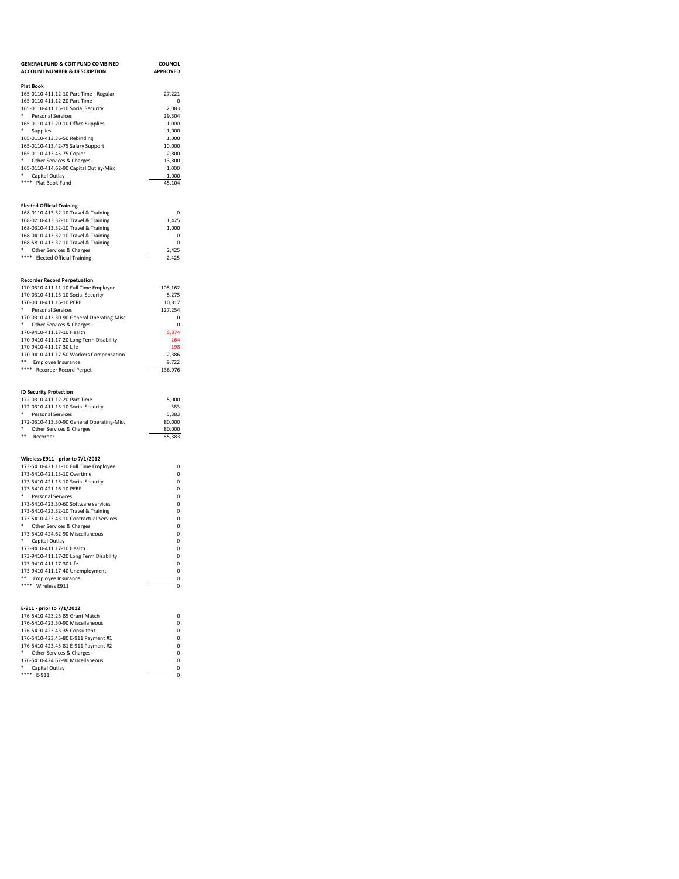| GENERAL FUND & COIT FUND COMBINED<br>ACCOUNT NUMBER & DESCRIPTION | COUNCIL<br>APPROVED |
|---|---|
| **Plat Book** | |
| 165-0110-411.12-10 Part Time - Regular | 27,221 |
| 165-0110-411.12-20 Part Time | 0 |
| 165-0110-411.15-10 Social Security | 2,083 |
| * Personal Services | 29,304 |
| 165-0110-412.20-10 Office Supplies | 1,000 |
| * Supplies | 1,000 |
| 165-0110-413.36-50 Rebinding | 1,000 |
| 165-0110-413.42-75 Salary Support | 10,000 |
| 165-0110-413.45-75 Copier | 2,800 |
| * Other Services & Charges | 13,800 |
| 165-0110-414.62-90 Capital Outlay-Misc | 1,000 |
| * Capital Outlay | 1,000 |
| **** Plat Book Fund | 45,104 |
| | |
| **Elected Official Training** | |
| 168-0110-413.32-10 Travel & Training | 0 |
| 168-0210-413.32-10 Travel & Training | 1,425 |
| 168-0310-413.32-10 Travel & Training | 1,000 |
| 168-0410-413.32-10 Travel & Training | 0 |
| 168-5810-413.32-10 Travel & Training | 0 |
| * Other Services & Charges | 2,425 |
| **** Elected Official Training | 2,425 |
| | |
| **Recorder Record Perpetuation** | |
| 170-0310-411.11-10 Full Time Employee | 108,162 |
| 170-0310-411.15-10 Social Security | 8,275 |
| 170-0310-411.16-10 PERF | 10,817 |
| * Personal Services | 127,254 |
| 170-0310-413.30-90 General Operating-Misc | 0 |
| * Other Services & Charges | 0 |
| 170-9410-411.17-10 Health | 6,874 |
| 170-9410-411.17-20 Long Term Disability | 264 |
| 170-9410-411.17-30 Life | 198 |
| 170-9410-411.17-50 Workers Compensation | 2,386 |
| ** Employee Insurance | 9,722 |
| **** Recorder Record Perpet | 136,976 |
| | |
| **ID Security Protection** | |
| 172-0310-411.12-20 Part Time | 5,000 |
| 172-0310-411.15-10 Social Security | 383 |
| * Personal Services | 5,383 |
| 172-0310-413.30-90 General Operating-Misc | 80,000 |
| * Other Services & Charges | 80,000 |
| ** Recorder | 85,383 |
| | |
| **Wireless E911 - prior to 7/1/2012** | |
| 173-5410-421.11-10 Full Time Employee | 0 |
| 173-5410-421.13-10 Overtime | 0 |
| 173-5410-421.15-10 Social Security | 0 |
| 173-5410-421.16-10 PERF | 0 |
| * Personal Services | 0 |
| 173-5410-423.30-60 Software services | 0 |
| 173-5410-423.32-10 Travel & Training | 0 |
| 173-5410-423.43-10 Contractual Services | 0 |
| * Other Services & Charges | 0 |
| 173-5410-424.62-90 Miscellaneous | 0 |
| * Capital Outlay | 0 |
| 173-9410-411.17-10 Health | 0 |
| 173-9410-411.17-20 Long Term Disability | 0 |
| 173-9410-411.17-30 Life | 0 |
| 173-9410-411.17-40 Unemployment | 0 |
| ** Employee Insurance | 0 |
| **** Wireless E911 | 0 |
| | |
| **E-911 - prior to 7/1/2012** | |
| 176-5410-423.25-85 Grant Match | 0 |
| 176-5410-423.30-90 Miscellaneous | 0 |
| 176-5410-423.43-35 Consultant | 0 |
| 176-5410-423.45-80 E-911 Payment #1 | 0 |
| 176-5410-423.45-81 E-911 Payment #2 | 0 |
| * Other Services & Charges | 0 |
| 176-5410-424.62-90 Miscellaneous | 0 |
| * Capital Outlay | 0 |
| **** E-911 | 0 |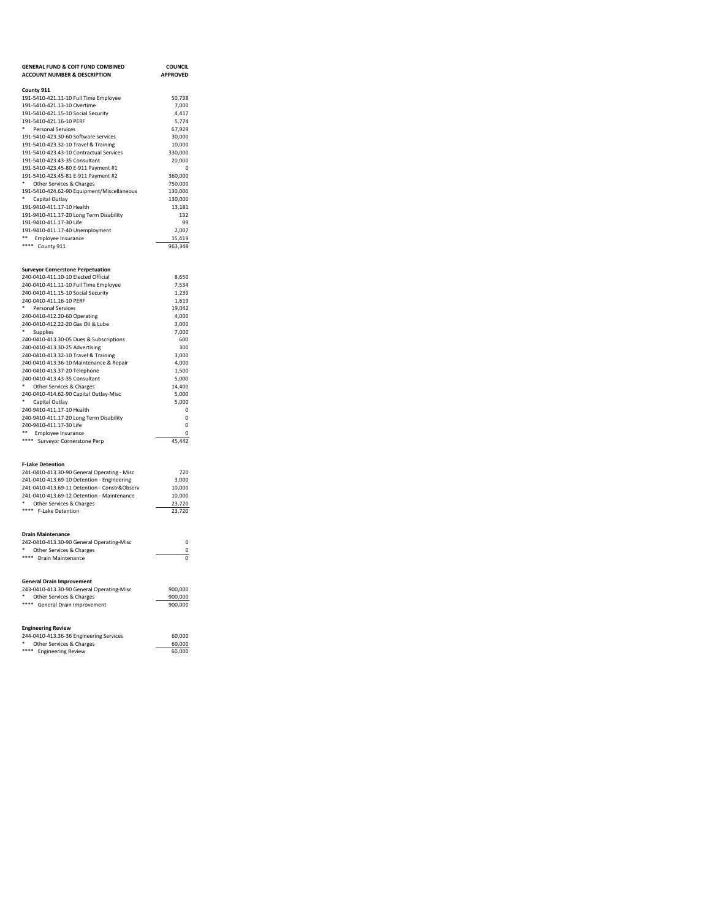| GENERAL FUND & COIT FUND COMBINED<br>ACCOUNT NUMBER & DESCRIPTION | COUNCIL<br>APPROVED |
|---|---|
| **County 911** | |
| 191-5410-421.11-10 Full Time Employee | 50,738 |
| 191-5410-421.13-10 Overtime | 7,000 |
| 191-5410-421.15-10 Social Security | 4,417 |
| 191-5410-421.16-10 PERF | 5,774 |
| * Personal Services | 67,929 |
| 191-5410-423.30-60 Software services | 30,000 |
| 191-5410-423.32-10 Travel & Training | 10,000 |
| 191-5410-423.43-10 Contractual Services | 330,000 |
| 191-5410-423.43-35 Consultant | 20,000 |
| 191-5410-423.45-80 E-911 Payment #1 | 0 |
| 191-5410-423.45-81 E-911 Payment #2 | 360,000 |
| * Other Services & Charges | 750,000 |
| 191-5410-424.62-90 Equipment/Miscellaneous | 130,000 |
| * Capital Outlay | 130,000 |
| 191-9410-411.17-10 Health | 13,181 |
| 191-9410-411.17-20 Long Term Disability | 132 |
| 191-9410-411.17-30 Life | 99 |
| 191-9410-411.17-40 Unemployment | 2,007 |
| ** Employee Insurance | 15,419 |
| **** County 911 | 963,348 |
| | |
| **Surveyor Cornerstone Perpetuation** | |
| 240-0410-411.10-10 Elected Official | 8,650 |
| 240-0410-411.11-10 Full Time Employee | 7,534 |
| 240-0410-411.15-10 Social Security | 1,239 |
| 240-0410-411.16-10 PERF | 1,619 |
| * Personal Services | 19,042 |
| 240-0410-412.20-60 Operating | 4,000 |
| 240-0410-412.22-20 Gas Oil & Lube | 3,000 |
| * Supplies | 7,000 |
| 240-0410-413.30-05 Dues & Subscriptions | 600 |
| 240-0410-413.30-25 Advertising | 300 |
| 240-0410-413.32-10 Travel & Training | 3,000 |
| 240-0410-413.36-10 Maintenance & Repair | 4,000 |
| 240-0410-413.37-20 Telephone | 1,500 |
| 240-0410-413.43-35 Consultant | 5,000 |
| * Other Services & Charges | 14,400 |
| 240-0410-414.62-90 Capital Outlay-Misc | 5,000 |
| * Capital Outlay | 5,000 |
| 240-9410-411.17-10 Health | 0 |
| 240-9410-411.17-20 Long Term Disability | 0 |
| 240-9410-411.17-30 Life | 0 |
| ** Employee Insurance | 0 |
| **** Surveyor Cornerstone Perp | 45,442 |
| | |
| **F-Lake Detention** | |
| 241-0410-413.30-90 General Operating - Misc | 720 |
| 241-0410-413.69-10 Detention - Engineering | 3,000 |
| 241-0410-413.69-11 Detention - Constr&Observ | 10,000 |
| 241-0410-413.69-12 Detention - Maintenance | 10,000 |
| * Other Services & Charges | 23,720 |
| **** F-Lake Detention | 23,720 |
| | |
| **Drain Maintenance** | |
| 242-0410-413.30-90 General Operating-Misc | 0 |
| * Other Services & Charges | 0 |
| **** Drain Maintenance | 0 |
| | |
| **General Drain Improvement** | |
| 243-0410-413.30-90 General Operating-Misc | 900,000 |
| * Other Services & Charges | 900,000 |
| **** General Drain Improvement | 900,000 |
| | |
| **Engineering Review** | |
| 244-0410-413.36-36 Engineering Services | 60,000 |
| * Other Services & Charges | 60,000 |
| **** Engineering Review | 60,000 |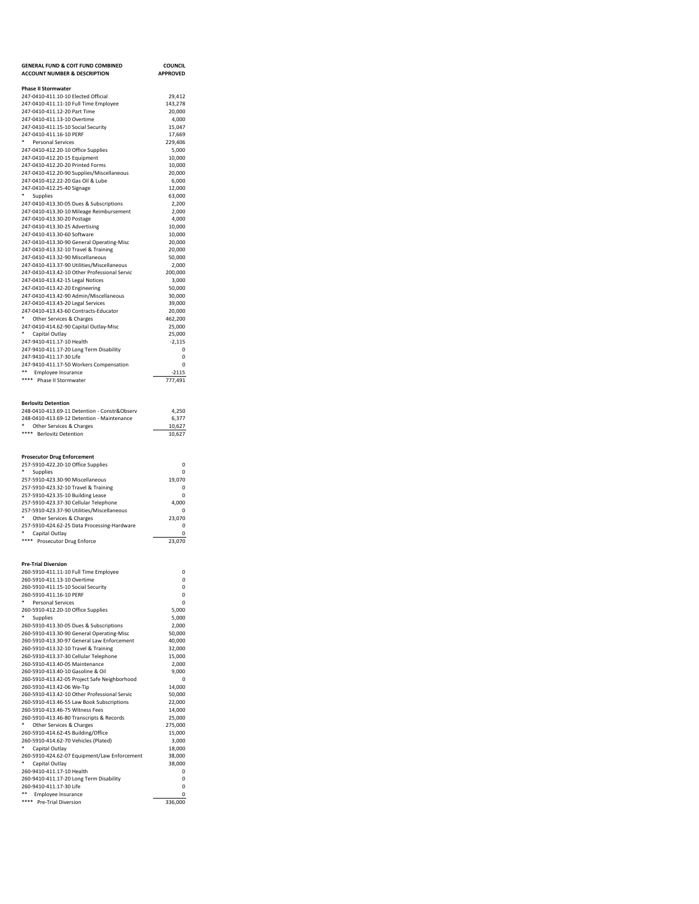| GENERAL FUND & COIT FUND COMBINED ACCOUNT NUMBER & DESCRIPTION | COUNCIL APPROVED |
|---|---|
| **Phase II Stormwater** | |
| 247-0410-411.10-10 Elected Official | 29,412 |
| 247-0410-411.11-10 Full Time Employee | 143,278 |
| 247-0410-411.12-20 Part Time | 20,000 |
| 247-0410-411.13-10 Overtime | 4,000 |
| 247-0410-411.15-10 Social Security | 15,047 |
| 247-0410-411.16-10 PERF | 17,669 |
| * Personal Services | 229,406 |
| 247-0410-412.20-10 Office Supplies | 5,000 |
| 247-0410-412.20-15 Equipment | 10,000 |
| 247-0410-412.20-20 Printed Forms | 10,000 |
| 247-0410-412.20-90 Supplies/Miscellaneous | 20,000 |
| 247-0410-412.22-20 Gas Oil & Lube | 6,000 |
| 247-0410-412.25-40 Signage | 12,000 |
| * Supplies | 63,000 |
| 247-0410-413.30-05 Dues & Subscriptions | 2,200 |
| 247-0410-413.30-10 Mileage Reimbursement | 2,000 |
| 247-0410-413.30-20 Postage | 4,000 |
| 247-0410-413.30-25 Advertising | 10,000 |
| 247-0410-413.30-60 Software | 10,000 |
| 247-0410-413.30-90 General Operating-Misc | 20,000 |
| 247-0410-413.32-10 Travel & Training | 20,000 |
| 247-0410-413.32-90 Miscellaneous | 50,000 |
| 247-0410-413.37-90 Utilities/Miscellaneous | 2,000 |
| 247-0410-413.42-10 Other Professional Servic | 200,000 |
| 247-0410-413.42-15 Legal Notices | 3,000 |
| 247-0410-413.42-20 Engineering | 50,000 |
| 247-0410-413.42-90 Admin/Miscellaneous | 30,000 |
| 247-0410-413.43-20 Legal Services | 39,000 |
| 247-0410-413.43-60 Contracts-Educator | 20,000 |
| * Other Services & Charges | 462,200 |
| 247-0410-414.62-90 Capital Outlay-Misc | 25,000 |
| * Capital Outlay | 25,000 |
| 247-9410-411.17-10 Health | -2,115 |
| 247-9410-411.17-20 Long Term Disability | 0 |
| 247-9410-411.17-30 Life | 0 |
| 247-9410-411.17-50 Workers Compensation | 0 |
| ** Employee Insurance | -2115 |
| **** Phase II Stormwater | 777,491 |
| | |
| **Berlovitz Detention** | |
| 248-0410-413.69-11 Detention - Constr&Observ | 4,250 |
| 248-0410-413.69-12 Detention - Maintenance | 6,377 |
| * Other Services & Charges | 10,627 |
| **** Berlovitz Detention | 10,627 |
| | |
| **Prosecutor Drug Enforcement** | |
| 257-5910-422.20-10 Office Supplies | 0 |
| * Supplies | 0 |
| 257-5910-423.30-90 Miscellaneous | 19,070 |
| 257-5910-423.32-10 Travel & Training | 0 |
| 257-5910-423.35-10 Building Lease | 0 |
| 257-5910-423.37-30 Cellular Telephone | 4,000 |
| 257-5910-423.37-90 Utilities/Miscellaneous | 0 |
| * Other Services & Charges | 23,070 |
| 257-5910-424.62-25 Data Processing-Hardware | 0 |
| * Capital Outlay | 0 |
| **** Prosecutor Drug Enforce | 23,070 |
| | |
| **Pre-Trial Diversion** | |
| 260-5910-411.11-10 Full Time Employee | 0 |
| 260-5910-411.13-10 Overtime | 0 |
| 260-5910-411.15-10 Social Security | 0 |
| 260-5910-411.16-10 PERF | 0 |
| * Personal Services | 0 |
| 260-5910-412.20-10 Office Supplies | 5,000 |
| * Supplies | 5,000 |
| 260-5910-413.30-05 Dues & Subscriptions | 2,000 |
| 260-5910-413.30-90 General Operating-Misc | 50,000 |
| 260-5910-413.30-97 General Law Enforcement | 40,000 |
| 260-5910-413.32-10 Travel & Training | 32,000 |
| 260-5910-413.37-30 Cellular Telephone | 15,000 |
| 260-5910-413.40-05 Maintenance | 2,000 |
| 260-5910-413.40-10 Gasoline & Oil | 9,000 |
| 260-5910-413.42-05 Project Safe Neighborhood | 0 |
| 260-5910-413.42-06 We-Tip | 14,000 |
| 260-5910-413.42-10 Other Professional Servic | 50,000 |
| 260-5910-413.46-55 Law Book Subscriptions | 22,000 |
| 260-5910-413.46-75 Witness Fees | 14,000 |
| 260-5910-413.46-80 Transcripts & Records | 25,000 |
| * Other Services & Charges | 275,000 |
| 260-5910-414.62-45 Building/Office | 15,000 |
| 260-5910-414.62-70 Vehicles (Plated) | 3,000 |
| * Capital Outlay | 18,000 |
| 260-5910-424.62-07 Equipment/Law Enforcement | 38,000 |
| * Capital Outlay | 38,000 |
| 260-9410-411.17-10 Health | 0 |
| 260-9410-411.17-20 Long Term Disability | 0 |
| 260-9410-411.17-30 Life | 0 |
| ** Employee Insurance | 0 |
| **** Pre-Trial Diversion | 336,000 |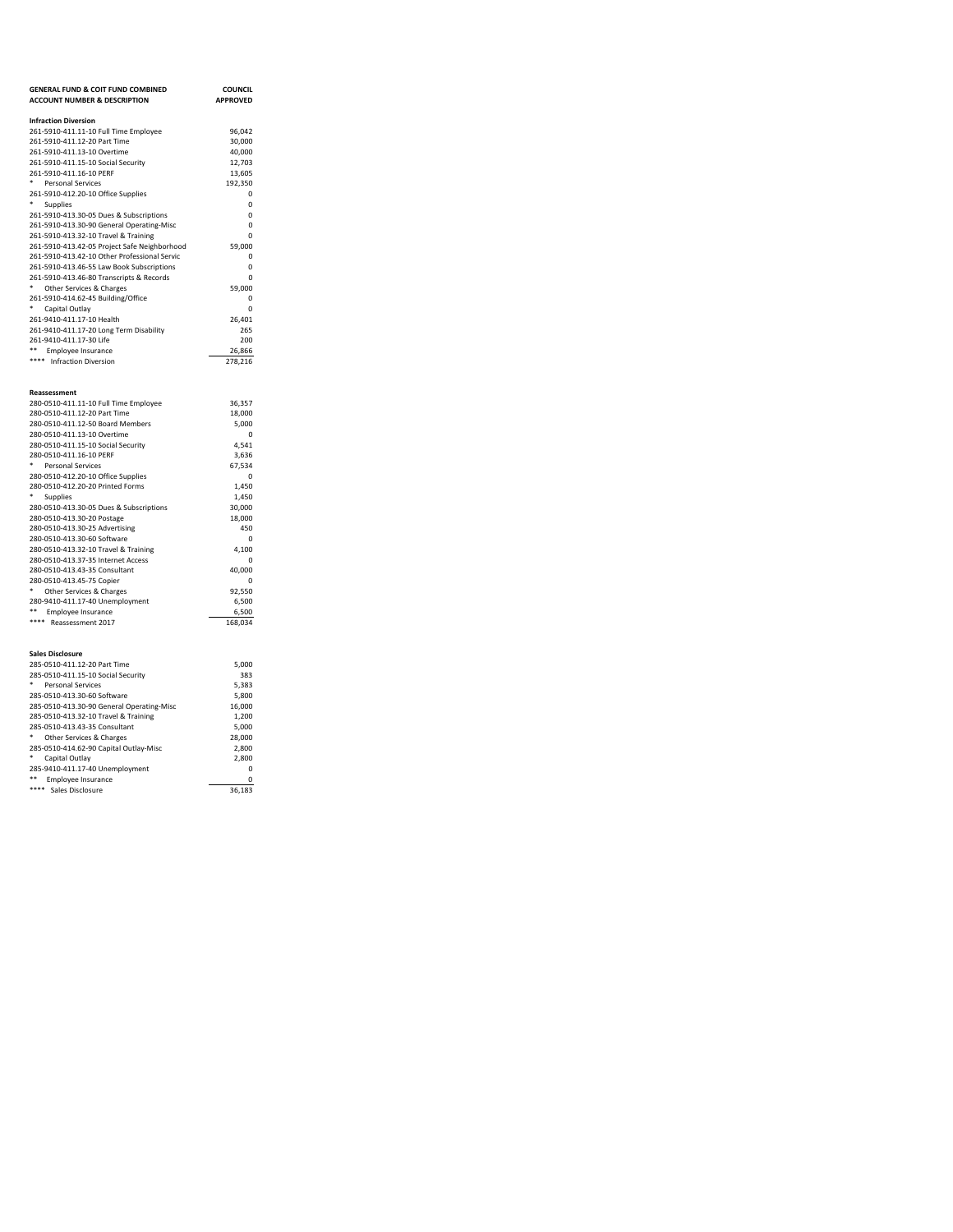| GENERAL FUND & COIT FUND COMBINED ACCOUNT NUMBER & DESCRIPTION | COUNCIL APPROVED |
|---|---|
| **Infraction Diversion** | |
| 261-5910-411.11-10 Full Time Employee | 96,042 |
| 261-5910-411.12-20 Part Time | 30,000 |
| 261-5910-411.13-10 Overtime | 40,000 |
| 261-5910-411.15-10 Social Security | 12,703 |
| 261-5910-411.16-10 PERF | 13,605 |
| * Personal Services | 192,350 |
| 261-5910-412.20-10 Office Supplies | 0 |
| * Supplies | 0 |
| 261-5910-413.30-05 Dues & Subscriptions | 0 |
| 261-5910-413.30-90 General Operating-Misc | 0 |
| 261-5910-413.32-10 Travel & Training | 0 |
| 261-5910-413.42-05 Project Safe Neighborhood | 59,000 |
| 261-5910-413.42-10 Other Professional Servic | 0 |
| 261-5910-413.46-55 Law Book Subscriptions | 0 |
| 261-5910-413.46-80 Transcripts & Records | 0 |
| * Other Services & Charges | 59,000 |
| 261-5910-414.62-45 Building/Office | 0 |
| * Capital Outlay | 0 |
| 261-9410-411.17-10 Health | 26,401 |
| 261-9410-411.17-20 Long Term Disability | 265 |
| 261-9410-411.17-30 Life | 200 |
| ** Employee Insurance | 26,866 |
| **** Infraction Diversion | 278,216 |
| | |
| **Reassessment** | |
| 280-0510-411.11-10 Full Time Employee | 36,357 |
| 280-0510-411.12-20 Part Time | 18,000 |
| 280-0510-411.12-50 Board Members | 5,000 |
| 280-0510-411.13-10 Overtime | 0 |
| 280-0510-411.15-10 Social Security | 4,541 |
| 280-0510-411.16-10 PERF | 3,636 |
| * Personal Services | 67,534 |
| 280-0510-412.20-10 Office Supplies | 0 |
| 280-0510-412.20-20 Printed Forms | 1,450 |
| * Supplies | 1,450 |
| 280-0510-413.30-05 Dues & Subscriptions | 30,000 |
| 280-0510-413.30-20 Postage | 18,000 |
| 280-0510-413.30-25 Advertising | 450 |
| 280-0510-413.30-60 Software | 0 |
| 280-0510-413.32-10 Travel & Training | 4,100 |
| 280-0510-413.37-35 Internet Access | 0 |
| 280-0510-413.43-35 Consultant | 40,000 |
| 280-0510-413.45-75 Copier | 0 |
| * Other Services & Charges | 92,550 |
| 280-9410-411.17-40 Unemployment | 6,500 |
| ** Employee Insurance | 6,500 |
| **** Reassessment 2017 | 168,034 |
| | |
| **Sales Disclosure** | |
| 285-0510-411.12-20 Part Time | 5,000 |
| 285-0510-411.15-10 Social Security | 383 |
| * Personal Services | 5,383 |
| 285-0510-413.30-60 Software | 5,800 |
| 285-0510-413.30-90 General Operating-Misc | 16,000 |
| 285-0510-413.32-10 Travel & Training | 1,200 |
| 285-0510-413.43-35 Consultant | 5,000 |
| * Other Services & Charges | 28,000 |
| 285-0510-414.62-90 Capital Outlay-Misc | 2,800 |
| * Capital Outlay | 2,800 |
| 285-9410-411.17-40 Unemployment | 0 |
| ** Employee Insurance | 0 |
| **** Sales Disclosure | 36,183 |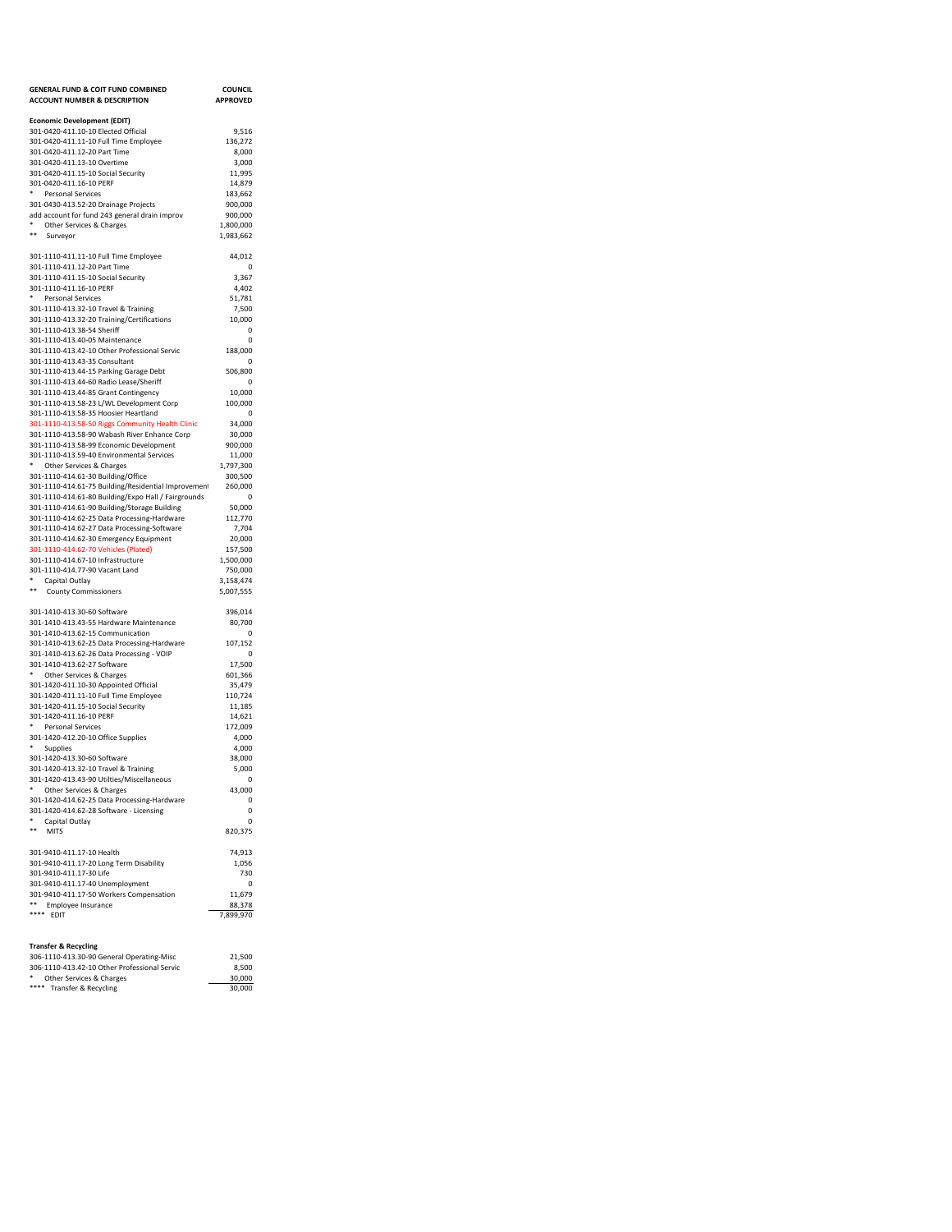| GENERAL FUND & COIT FUND COMBINED ACCOUNT NUMBER & DESCRIPTION | COUNCIL APPROVED |
|---|---|
| **Economic Development (EDIT)** | |
| 301-0420-411.10-10 Elected Official | 9,516 |
| 301-0420-411.11-10 Full Time Employee | 136,272 |
| 301-0420-411.12-20 Part Time | 8,000 |
| 301-0420-411.13-10 Overtime | 3,000 |
| 301-0420-411.15-10 Social Security | 11,995 |
| 301-0420-411.16-10 PERF | 14,879 |
| * Personal Services | 183,662 |
| 301-0430-413.52-20 Drainage Projects | 900,000 |
| add account for fund 243 general drain improv | 900,000 |
| * Other Services & Charges | 1,800,000 |
| ** Surveyor | 1,983,662 |
| | |
| 301-1110-411.11-10 Full Time Employee | 44,012 |
| 301-1110-411.12-20 Part Time | 0 |
| 301-1110-411.15-10 Social Security | 3,367 |
| 301-1110-411.16-10 PERF | 4,402 |
| * Personal Services | 51,781 |
| 301-1110-413.32-10 Travel & Training | 7,500 |
| 301-1110-413.32-20 Training/Certifications | 10,000 |
| 301-1110-413.38-54 Sheriff | 0 |
| 301-1110-413.40-05 Maintenance | 0 |
| 301-1110-413.42-10 Other Professional Servic | 188,000 |
| 301-1110-413.43-35 Consultant | 0 |
| 301-1110-413.44-15 Parking Garage Debt | 506,800 |
| 301-1110-413.44-60 Radio Lease/Sheriff | 0 |
| 301-1110-413.44-85 Grant Contingency | 10,000 |
| 301-1110-413.58-23 L/WL Development Corp | 100,000 |
| 301-1110-413.58-35 Hoosier Heartland | 0 |
| 301-1110-413.58-50 Riggs Community Health Clinic | 34,000 |
| 301-1110-413.58-90 Wabash River Enhance Corp | 30,000 |
| 301-1110-413.58-99 Economic Development | 900,000 |
| 301-1110-413.59-40 Environmental Services | 11,000 |
| * Other Services & Charges | 1,797,300 |
| 301-1110-414.61-30 Building/Office | 300,500 |
| 301-1110-414.61-75 Building/Residential Improvement | 260,000 |
| 301-1110-414.61-80 Building/Expo Hall / Fairgrounds | 0 |
| 301-1110-414.61-90 Building/Storage Building | 50,000 |
| 301-1110-414.62-25 Data Processing-Hardware | 112,770 |
| 301-1110-414.62-27 Data Processing-Software | 7,704 |
| 301-1110-414.62-30 Emergency Equipment | 20,000 |
| 301-1110-414.62-70 Vehicles (Plated) | 157,500 |
| 301-1110-414.67-10 Infrastructure | 1,500,000 |
| 301-1110-414.77-90 Vacant Land | 750,000 |
| * Capital Outlay | 3,158,474 |
| ** County Commissioners | 5,007,555 |
| | |
| 301-1410-413.30-60 Software | 396,014 |
| 301-1410-413.43-55 Hardware Maintenance | 80,700 |
| 301-1410-413.62-15 Communication | 0 |
| 301-1410-413.62-25 Data Processing-Hardware | 107,152 |
| 301-1410-413.62-26 Data Processing - VOIP | 0 |
| 301-1410-413.62-27 Software | 17,500 |
| * Other Services & Charges | 601,366 |
| 301-1420-411.10-30 Appointed Official | 35,479 |
| 301-1420-411.11-10 Full Time Employee | 110,724 |
| 301-1420-411.15-10 Social Security | 11,185 |
| 301-1420-411.16-10 PERF | 14,621 |
| * Personal Services | 172,009 |
| 301-1420-412.20-10 Office Supplies | 4,000 |
| * Supplies | 4,000 |
| 301-1420-413.30-60 Software | 38,000 |
| 301-1420-413.32-10 Travel & Training | 5,000 |
| 301-1420-413.43-90 Utilties/Miscellaneous | 0 |
| * Other Services & Charges | 43,000 |
| 301-1420-414.62-25 Data Processing-Hardware | 0 |
| 301-1420-414.62-28 Software - Licensing | 0 |
| * Capital Outlay | 0 |
| ** MITS | 820,375 |
| | |
| 301-9410-411.17-10 Health | 74,913 |
| 301-9410-411.17-20 Long Term Disability | 1,056 |
| 301-9410-411.17-30 Life | 730 |
| 301-9410-411.17-40 Unemployment | 0 |
| 301-9410-411.17-50 Workers Compensation | 11,679 |
| ** Employee Insurance | 88,378 |
| **** EDIT | 7,899,970 |
| | |
| **Transfer & Recycling** | |
| 306-1110-413.30-90 General Operating-Misc | 21,500 |
| 306-1110-413.42-10 Other Professional Servic | 8,500 |
| * Other Services & Charges | 30,000 |
| **** Transfer & Recycling | 30,000 |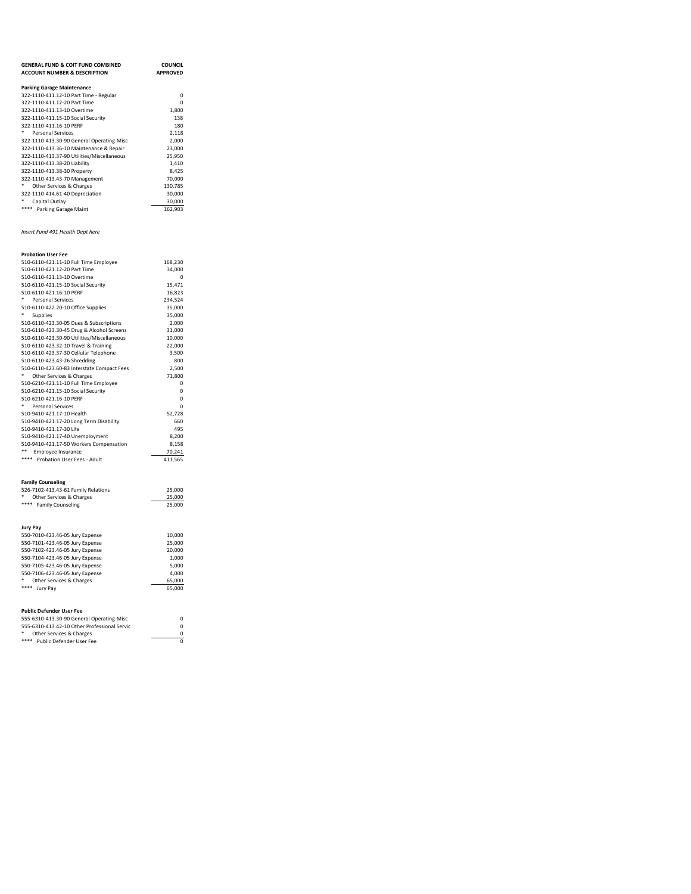| GENERAL FUND & COIT FUND COMBINED ACCOUNT NUMBER & DESCRIPTION | COUNCIL APPROVED |
|---|---|
| **Parking Garage Maintenance** | |
| 322-1110-411.12-10 Part Time - Regular | 0 |
| 322-1110-411.12-20 Part Time | 0 |
| 322-1110-411.13-10 Overtime | 1,800 |
| 322-1110-411.15-10 Social Security | 138 |
| 322-1110-411.16-10 PERF | 180 |
| * Personal Services | 2,118 |
| 322-1110-413.30-90 General Operating-Misc | 2,000 |
| 322-1110-413.36-10 Maintenance & Repair | 23,000 |
| 322-1110-413.37-90 Utilities/Miscellaneous | 25,950 |
| 322-1110-413.38-20 Liability | 1,410 |
| 322-1110-413.38-30 Property | 8,425 |
| 322-1110-413.43-70 Management | 70,000 |
| * Other Services & Charges | 130,785 |
| 322-1110-414.61-40 Depreciation | 30,000 |
| * Capital Outlay | 30,000 |
| **** Parking Garage Maint | 162,903 |

*Insert Fund 491 Health Dept here*

| ACCOUNT NUMBER & DESCRIPTION | COUNCIL APPROVED |
|---|---|
| **Probation User Fee** | |
| 510-6110-421.11-10 Full Time Employee | 168,230 |
| 510-6110-421.12-20 Part Time | 34,000 |
| 510-6110-421.13-10 Overtime | 0 |
| 510-6110-421.15-10 Social Security | 15,471 |
| 510-6110-421.16-10 PERF | 16,823 |
| * Personal Services | 234,524 |
| 510-6110-422.20-10 Office Supplies | 35,000 |
| * Supplies | 35,000 |
| 510-6110-423.30-05 Dues & Subscriptions | 2,000 |
| 510-6110-423.30-45 Drug & Alcohol Screens | 31,000 |
| 510-6110-423.30-90 Utilities/Miscellaneous | 10,000 |
| 510-6110-423.32-10 Travel & Training | 22,000 |
| 510-6110-423.37-30 Cellular Telephone | 3,500 |
| 510-6110-423.43-26 Shredding | 800 |
| 510-6110-423.60-83 Interstate Compact Fees | 2,500 |
| * Other Services & Charges | 71,800 |
| 510-6210-421.11-10 Full Time Employee | 0 |
| 510-6210-421.15-10 Social Security | 0 |
| 510-6210-421.16-10 PERF | 0 |
| * Personal Services | 0 |
| 510-9410-421.17-10 Health | 52,728 |
| 510-9410-421.17-20 Long Term Disability | 660 |
| 510-9410-421.17-30 Life | 495 |
| 510-9410-421.17-40 Unemployment | 8,200 |
| 510-9410-421.17-50 Workers Compensation | 8,158 |
| ** Employee Insurance | 70,241 |
| **** Probation User Fees - Adult | 411,565 |
| **Family Counseling** | |
| 526-7102-413.43-61 Family Relations | 25,000 |
| * Other Services & Charges | 25,000 |
| **** Family Counseling | 25,000 |
| **Jury Pay** | |
| 550-7010-423.46-05 Jury Expense | 10,000 |
| 550-7101-423.46-05 Jury Expense | 25,000 |
| 550-7102-423.46-05 Jury Expense | 20,000 |
| 550-7104-423.46-05 Jury Expense | 1,000 |
| 550-7105-423.46-05 Jury Expense | 5,000 |
| 550-7106-423.46-05 Jury Expense | 4,000 |
| * Other Services & Charges | 65,000 |
| **** Jury Pay | 65,000 |
| **Public Defender User Fee** | |
| 555-6310-413.30-90 General Operating-Misc | 0 |
| 555-6310-413.42-10 Other Professional Servic | 0 |
| * Other Services & Charges | 0 |
| **** Public Defender User Fee | 0 |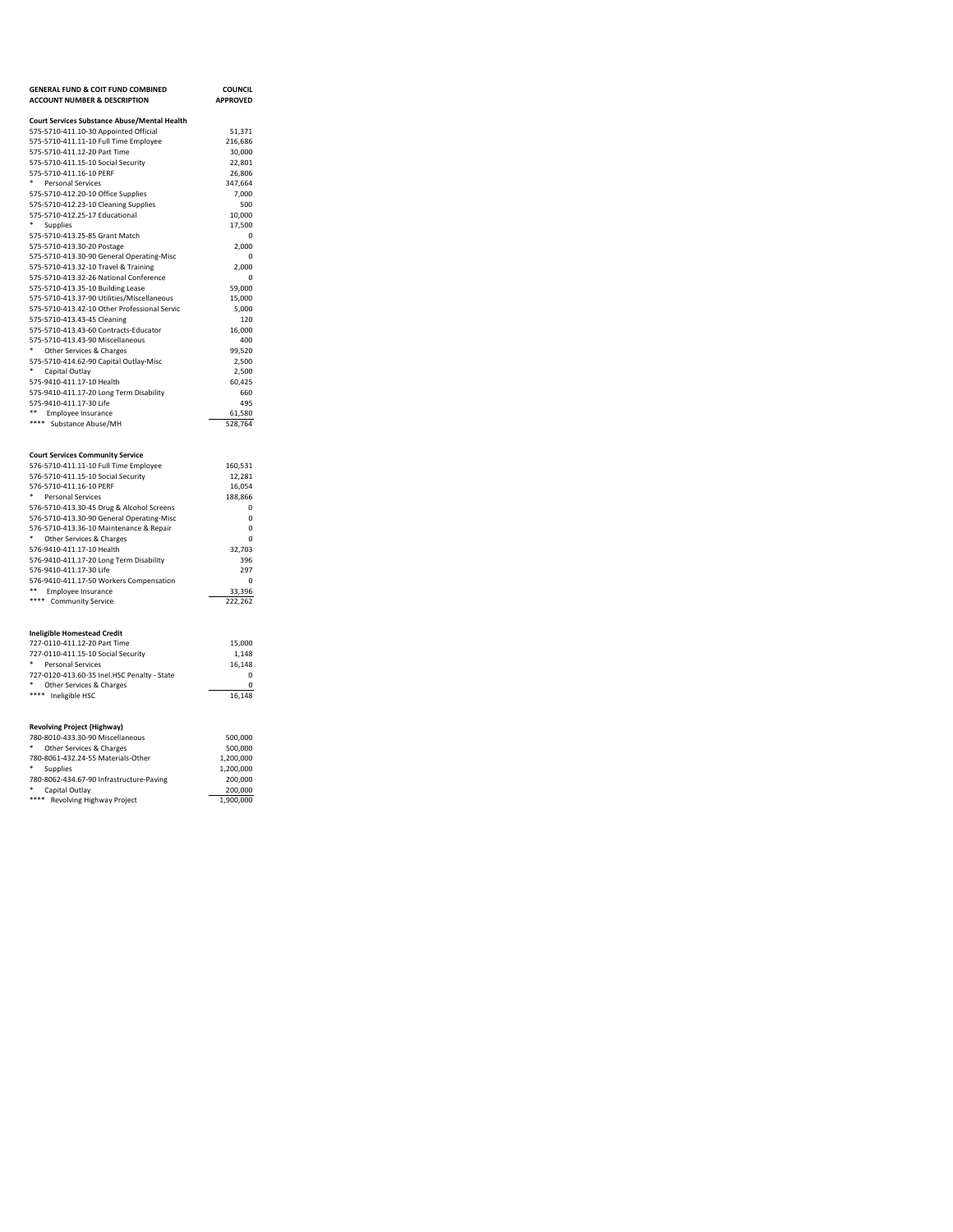| GENERAL FUND & COIT FUND COMBINED ACCOUNT NUMBER & DESCRIPTION | COUNCIL APPROVED |
|---|---|
| **Court Services Substance Abuse/Mental Health** | |
| 575-5710-411.10-30 Appointed Official | 51,371 |
| 575-5710-411.11-10 Full Time Employee | 216,686 |
| 575-5710-411.12-20 Part Time | 30,000 |
| 575-5710-411.15-10 Social Security | 22,801 |
| 575-5710-411.16-10 PERF | 26,806 |
| * Personal Services | 347,664 |
| 575-5710-412.20-10 Office Supplies | 7,000 |
| 575-5710-412.23-10 Cleaning Supplies | 500 |
| 575-5710-412.25-17 Educational | 10,000 |
| * Supplies | 17,500 |
| 575-5710-413.25-85 Grant Match | 0 |
| 575-5710-413.30-20 Postage | 2,000 |
| 575-5710-413.30-90 General Operating-Misc | 0 |
| 575-5710-413.32-10 Travel & Training | 2,000 |
| 575-5710-413.32-26 National Conference | 0 |
| 575-5710-413.35-10 Building Lease | 59,000 |
| 575-5710-413.37-90 Utilities/Miscellaneous | 15,000 |
| 575-5710-413.42-10 Other Professional Servic | 5,000 |
| 575-5710-413.43-45 Cleaning | 120 |
| 575-5710-413.43-60 Contracts-Educator | 16,000 |
| 575-5710-413.43-90 Miscellaneous | 400 |
| * Other Services & Charges | 99,520 |
| 575-5710-414.62-90 Capital Outlay-Misc | 2,500 |
| * Capital Outlay | 2,500 |
| 575-9410-411.17-10 Health | 60,425 |
| 575-9410-411.17-20 Long Term Disability | 660 |
| 575-9410-411.17-30 Life | 495 |
| ** Employee Insurance | 61,580 |
| **** Substance Abuse/MH | 528,764 |
| | |
| **Court Services Community Service** | |
| 576-5710-411.11-10 Full Time Employee | 160,531 |
| 576-5710-411.15-10 Social Security | 12,281 |
| 576-5710-411.16-10 PERF | 16,054 |
| * Personal Services | 188,866 |
| 576-5710-413.30-45 Drug & Alcohol Screens | 0 |
| 576-5710-413.30-90 General Operating-Misc | 0 |
| 576-5710-413.36-10 Maintenance & Repair | 0 |
| * Other Services & Charges | 0 |
| 576-9410-411.17-10 Health | 32,703 |
| 576-9410-411.17-20 Long Term Disability | 396 |
| 576-9410-411.17-30 Life | 297 |
| 576-9410-411.17-50 Workers Compensation | 0 |
| ** Employee Insurance | 33,396 |
| **** Community Service | 222,262 |
| | |
| **Ineligible Homestead Credit** | |
| 727-0110-411.12-20 Part Time | 15,000 |
| 727-0110-411.15-10 Social Security | 1,148 |
| * Personal Services | 16,148 |
| 727-0120-413.60-35 Inel.HSC Penalty - State | 0 |
| * Other Services & Charges | 0 |
| **** Ineligible HSC | 16,148 |
| | |
| **Revolving Project (Highway)** | |
| 780-8010-433.30-90 Miscellaneous | 500,000 |
| * Other Services & Charges | 500,000 |
| 780-8061-432.24-55 Materials-Other | 1,200,000 |
| * Supplies | 1,200,000 |
| 780-8062-434.67-90 Infrastructure-Paving | 200,000 |
| * Capital Outlay | 200,000 |
| **** Revolving Highway Project | 1,900,000 |